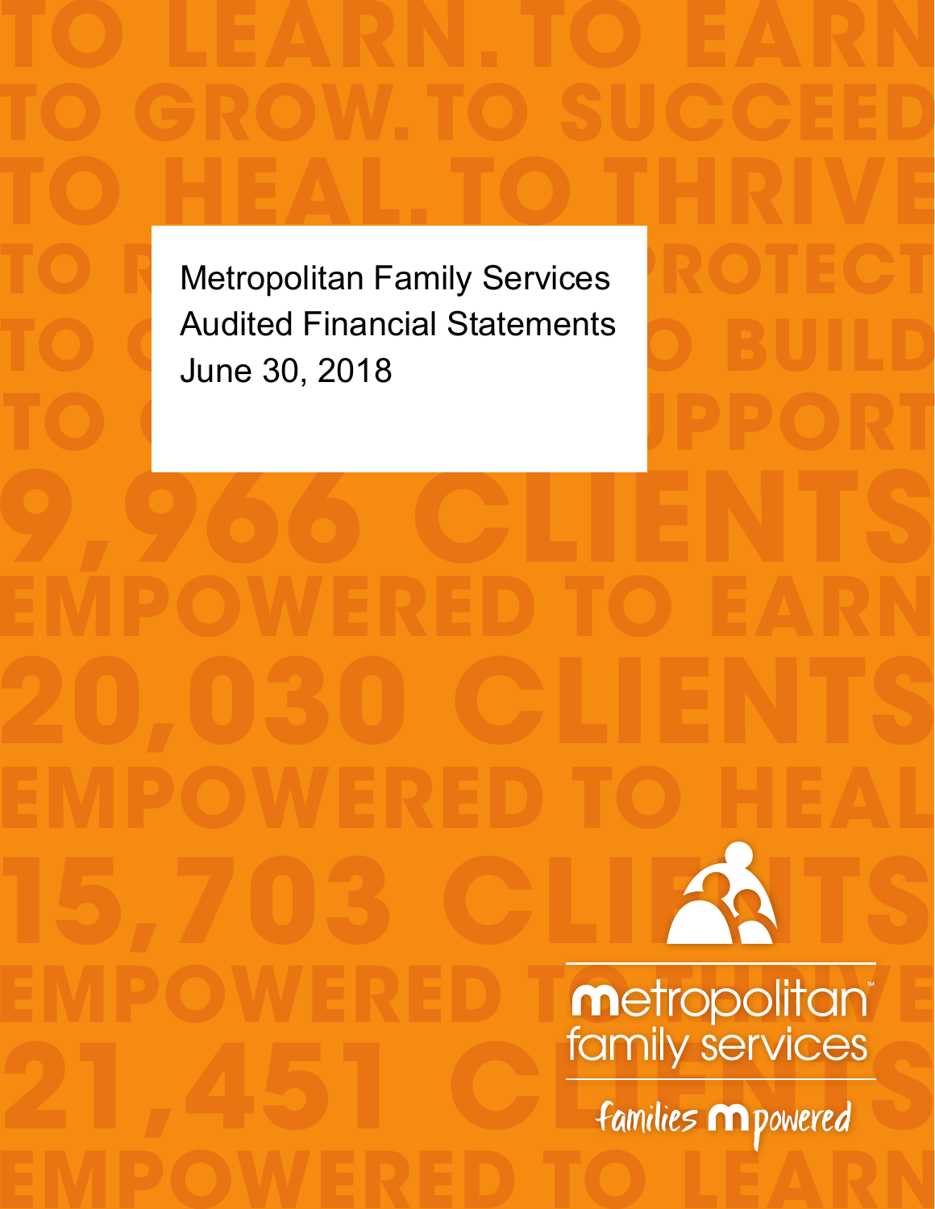# Metropolitan Family Services
## Audited Financial Statements
## June 30, 2018

TO LEARN. TO EARN
TO GROW. TO SUCCEED
TO HEAL. TO THRIVE

9,966 CLIENTS EMPOWERED TO EARN
20,030 CLIENTS EMPOWERED TO HEAL
15,703 CLIENTS EMPOWERED TO THRIVE
21,451 CLIENTS EMPOWERED TO LEARN

metropolitan™ family services

families mpowered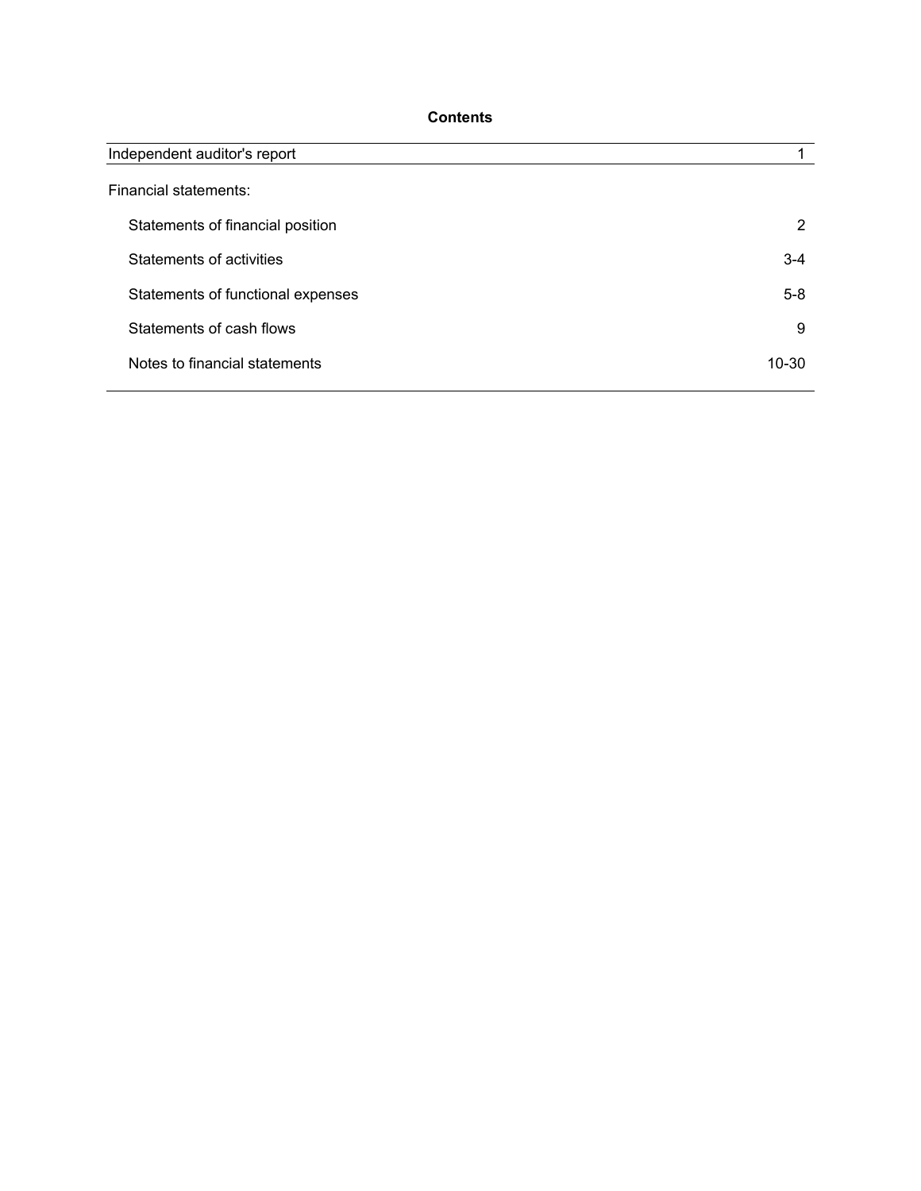# Contents

| | |
|---|---|
| Independent auditor's report | 1 |
| Financial statements: | |
| Statements of financial position | 2 |
| Statements of activities | 3-4 |
| Statements of functional expenses | 5-8 |
| Statements of cash flows | 9 |
| Notes to financial statements | 10-30 |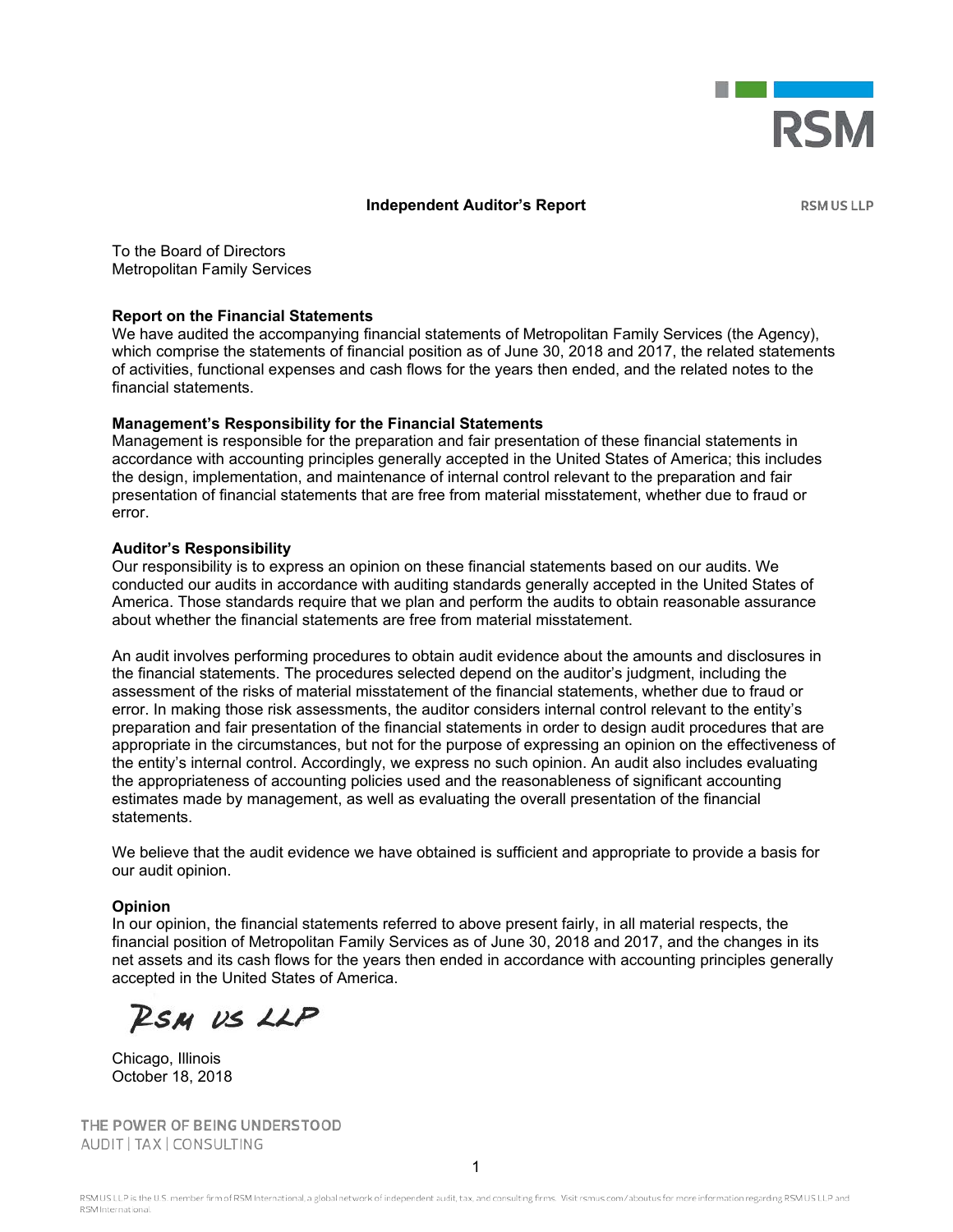RSM

**Independent Auditor's Report**

RSM US LLP

To the Board of Directors
Metropolitan Family Services

**Report on the Financial Statements**

We have audited the accompanying financial statements of Metropolitan Family Services (the Agency), which comprise the statements of financial position as of June 30, 2018 and 2017, the related statements of activities, functional expenses and cash flows for the years then ended, and the related notes to the financial statements.

**Management's Responsibility for the Financial Statements**

Management is responsible for the preparation and fair presentation of these financial statements in accordance with accounting principles generally accepted in the United States of America; this includes the design, implementation, and maintenance of internal control relevant to the preparation and fair presentation of financial statements that are free from material misstatement, whether due to fraud or error.

**Auditor's Responsibility**

Our responsibility is to express an opinion on these financial statements based on our audits. We conducted our audits in accordance with auditing standards generally accepted in the United States of America. Those standards require that we plan and perform the audits to obtain reasonable assurance about whether the financial statements are free from material misstatement.

An audit involves performing procedures to obtain audit evidence about the amounts and disclosures in the financial statements. The procedures selected depend on the auditor's judgment, including the assessment of the risks of material misstatement of the financial statements, whether due to fraud or error. In making those risk assessments, the auditor considers internal control relevant to the entity's preparation and fair presentation of the financial statements in order to design audit procedures that are appropriate in the circumstances, but not for the purpose of expressing an opinion on the effectiveness of the entity's internal control. Accordingly, we express no such opinion. An audit also includes evaluating the appropriateness of accounting policies used and the reasonableness of significant accounting estimates made by management, as well as evaluating the overall presentation of the financial statements.

We believe that the audit evidence we have obtained is sufficient and appropriate to provide a basis for our audit opinion.

**Opinion**

In our opinion, the financial statements referred to above present fairly, in all material respects, the financial position of Metropolitan Family Services as of June 30, 2018 and 2017, and the changes in its net assets and its cash flows for the years then ended in accordance with accounting principles generally accepted in the United States of America.

RSM US LLP

Chicago, Illinois
October 18, 2018

THE POWER OF BEING UNDERSTOOD
AUDIT | TAX | CONSULTING

RSM US LLP is the U.S. member firm of RSM International, a global network of independent audit, tax, and consulting firms. Visit rsmus.com/aboutus for more information regarding RSM US LLP and RSM International.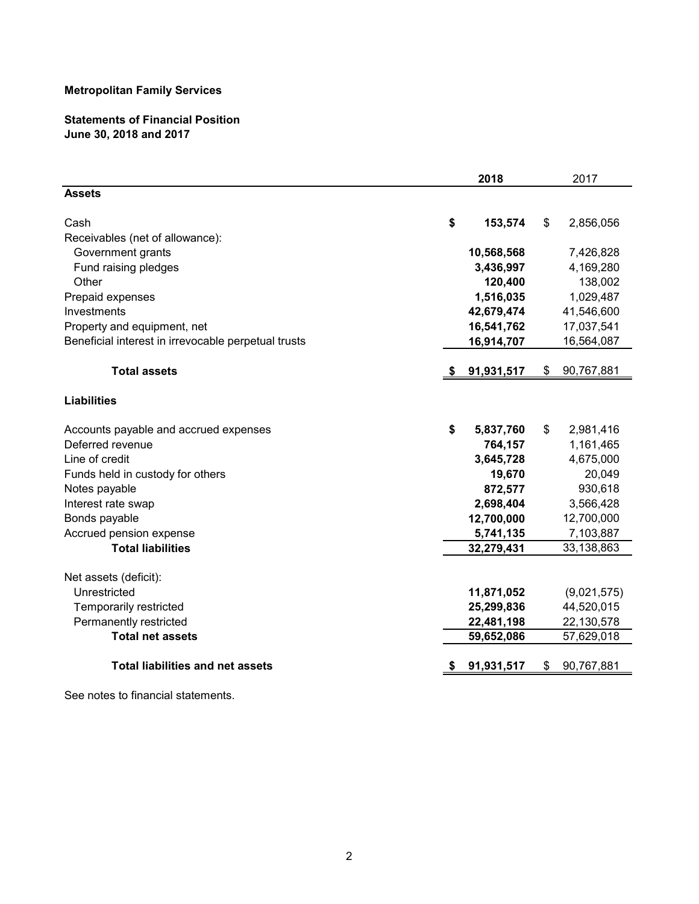**Metropolitan Family Services**

**Statements of Financial Position**
**June 30, 2018 and 2017**

| | **2018** | 2017 |
|---|---|---|
| **Assets** | | |
| Cash | **$ 153,574** | $ 2,856,056 |
| Receivables (net of allowance): | | |
| Government grants | **10,568,568** | 7,426,828 |
| Fund raising pledges | **3,436,997** | 4,169,280 |
| Other | **120,400** | 138,002 |
| Prepaid expenses | **1,516,035** | 1,029,487 |
| Investments | **42,679,474** | 41,546,600 |
| Property and equipment, net | **16,541,762** | 17,037,541 |
| Beneficial interest in irrevocable perpetual trusts | **16,914,707** | 16,564,087 |
| **Total assets** | **$ 91,931,517** | $ 90,767,881 |
| **Liabilities** | | |
| Accounts payable and accrued expenses | **$ 5,837,760** | $ 2,981,416 |
| Deferred revenue | **764,157** | 1,161,465 |
| Line of credit | **3,645,728** | 4,675,000 |
| Funds held in custody for others | **19,670** | 20,049 |
| Notes payable | **872,577** | 930,618 |
| Interest rate swap | **2,698,404** | 3,566,428 |
| Bonds payable | **12,700,000** | 12,700,000 |
| Accrued pension expense | **5,741,135** | 7,103,887 |
| **Total liabilities** | **32,279,431** | 33,138,863 |
| Net assets (deficit): | | |
| Unrestricted | **11,871,052** | (9,021,575) |
| Temporarily restricted | **25,299,836** | 44,520,015 |
| Permanently restricted | **22,481,198** | 22,130,578 |
| **Total net assets** | **59,652,086** | 57,629,018 |
| **Total liabilities and net assets** | **$ 91,931,517** | $ 90,767,881 |

See notes to financial statements.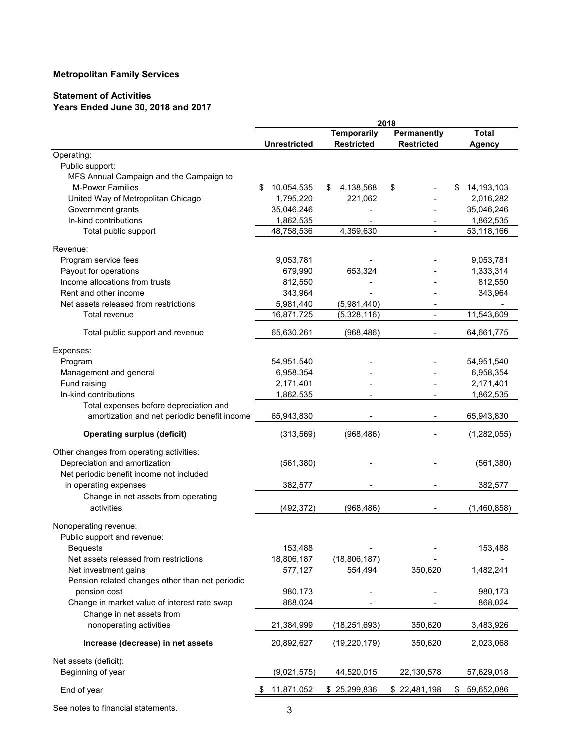**Metropolitan Family Services**

**Statement of Activities**
**Years Ended June 30, 2018 and 2017**

| | 2018 | | | |
|---|---|---|---|---|
| | **Unrestricted** | **Temporarily Restricted** | **Permanently Restricted** | **Total Agency** |
| Operating: | | | | |
| Public support: | | | | |
| MFS Annual Campaign and the Campaign to M-Power Families | $ 10,054,535 | $ 4,138,568 | $ - | $ 14,193,103 |
| United Way of Metropolitan Chicago | 1,795,220 | 221,062 | - | 2,016,282 |
| Government grants | 35,046,246 | - | - | 35,046,246 |
| In-kind contributions | 1,862,535 | - | - | 1,862,535 |
| Total public support | 48,758,536 | 4,359,630 | - | 53,118,166 |
| Revenue: | | | | |
| Program service fees | 9,053,781 | - | - | 9,053,781 |
| Payout for operations | 679,990 | 653,324 | - | 1,333,314 |
| Income allocations from trusts | 812,550 | - | - | 812,550 |
| Rent and other income | 343,964 | - | - | 343,964 |
| Net assets released from restrictions | 5,981,440 | (5,981,440) | - | - |
| Total revenue | 16,871,725 | (5,328,116) | - | 11,543,609 |
| Total public support and revenue | 65,630,261 | (968,486) | - | 64,661,775 |
| Expenses: | | | | |
| Program | 54,951,540 | - | - | 54,951,540 |
| Management and general | 6,958,354 | - | - | 6,958,354 |
| Fund raising | 2,171,401 | - | - | 2,171,401 |
| In-kind contributions | 1,862,535 | - | - | 1,862,535 |
| Total expenses before depreciation and amortization and net periodic benefit income | 65,943,830 | - | - | 65,943,830 |
| **Operating surplus (deficit)** | (313,569) | (968,486) | - | (1,282,055) |
| Other changes from operating activities: | | | | |
| Depreciation and amortization | (561,380) | - | - | (561,380) |
| Net periodic benefit income not included in operating expenses | 382,577 | - | - | 382,577 |
| Change in net assets from operating activities | (492,372) | (968,486) | - | (1,460,858) |
| Nonoperating revenue: | | | | |
| Public support and revenue: | | | | |
| Bequests | 153,488 | - | - | 153,488 |
| Net assets released from restrictions | 18,806,187 | (18,806,187) | - | - |
| Net investment gains | 577,127 | 554,494 | 350,620 | 1,482,241 |
| Pension related changes other than net periodic pension cost | 980,173 | - | - | 980,173 |
| Change in market value of interest rate swap | 868,024 | - | - | 868,024 |
| Change in net assets from nonoperating activities | 21,384,999 | (18,251,693) | 350,620 | 3,483,926 |
| **Increase (decrease) in net assets** | 20,892,627 | (19,220,179) | 350,620 | 2,023,068 |
| Net assets (deficit): | | | | |
| Beginning of year | (9,021,575) | 44,520,015 | 22,130,578 | 57,629,018 |
| End of year | $ 11,871,052 | $ 25,299,836 | $ 22,481,198 | $ 59,652,086 |

See notes to financial statements.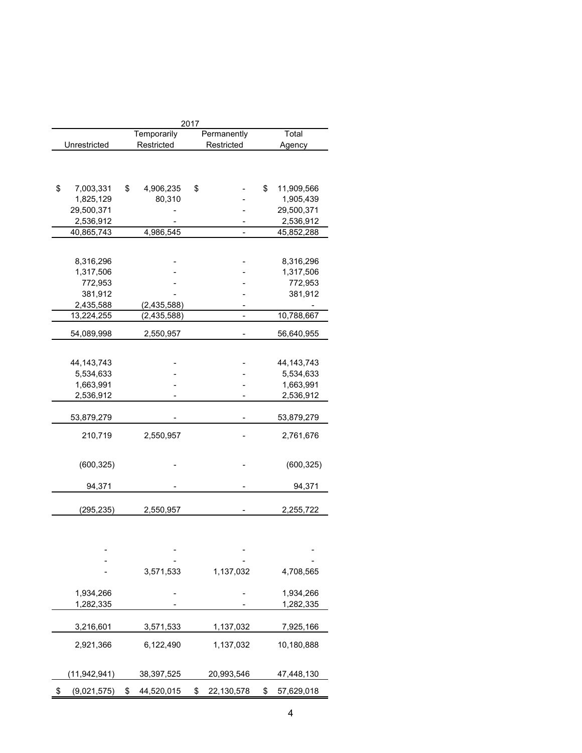| 2017 | | | |
|---|---|---|---|
| Unrestricted | Temporarily Restricted | Permanently Restricted | Total Agency |
| | | | |
| $ 7,003,331 | $ 4,906,235 | $ - | $ 11,909,566 |
| 1,825,129 | 80,310 | - | 1,905,439 |
| 29,500,371 | - | - | 29,500,371 |
| 2,536,912 | - | - | 2,536,912 |
| 40,865,743 | 4,986,545 | - | 45,852,288 |
| | | | |
| 8,316,296 | - | - | 8,316,296 |
| 1,317,506 | - | - | 1,317,506 |
| 772,953 | - | - | 772,953 |
| 381,912 | - | - | 381,912 |
| 2,435,588 | (2,435,588) | - | - |
| 13,224,255 | (2,435,588) | - | 10,788,667 |
| 54,089,998 | 2,550,957 | - | 56,640,955 |
| | | | |
| 44,143,743 | - | - | 44,143,743 |
| 5,534,633 | - | - | 5,534,633 |
| 1,663,991 | - | - | 1,663,991 |
| 2,536,912 | - | - | 2,536,912 |
| 53,879,279 | - | - | 53,879,279 |
| 210,719 | 2,550,957 | - | 2,761,676 |
| (600,325) | - | - | (600,325) |
| 94,371 | - | - | 94,371 |
| (295,235) | 2,550,957 | - | 2,255,722 |
| | | | |
| - | - | - | - |
| - | - | - | - |
| - | 3,571,533 | 1,137,032 | 4,708,565 |
| 1,934,266 | - | - | 1,934,266 |
| 1,282,335 | - | - | 1,282,335 |
| 3,216,601 | 3,571,533 | 1,137,032 | 7,925,166 |
| 2,921,366 | 6,122,490 | 1,137,032 | 10,180,888 |
| (11,942,941) | 38,397,525 | 20,993,546 | 47,448,130 |
| $ (9,021,575) | $ 44,520,015 | $ 22,130,578 | $ 57,629,018 |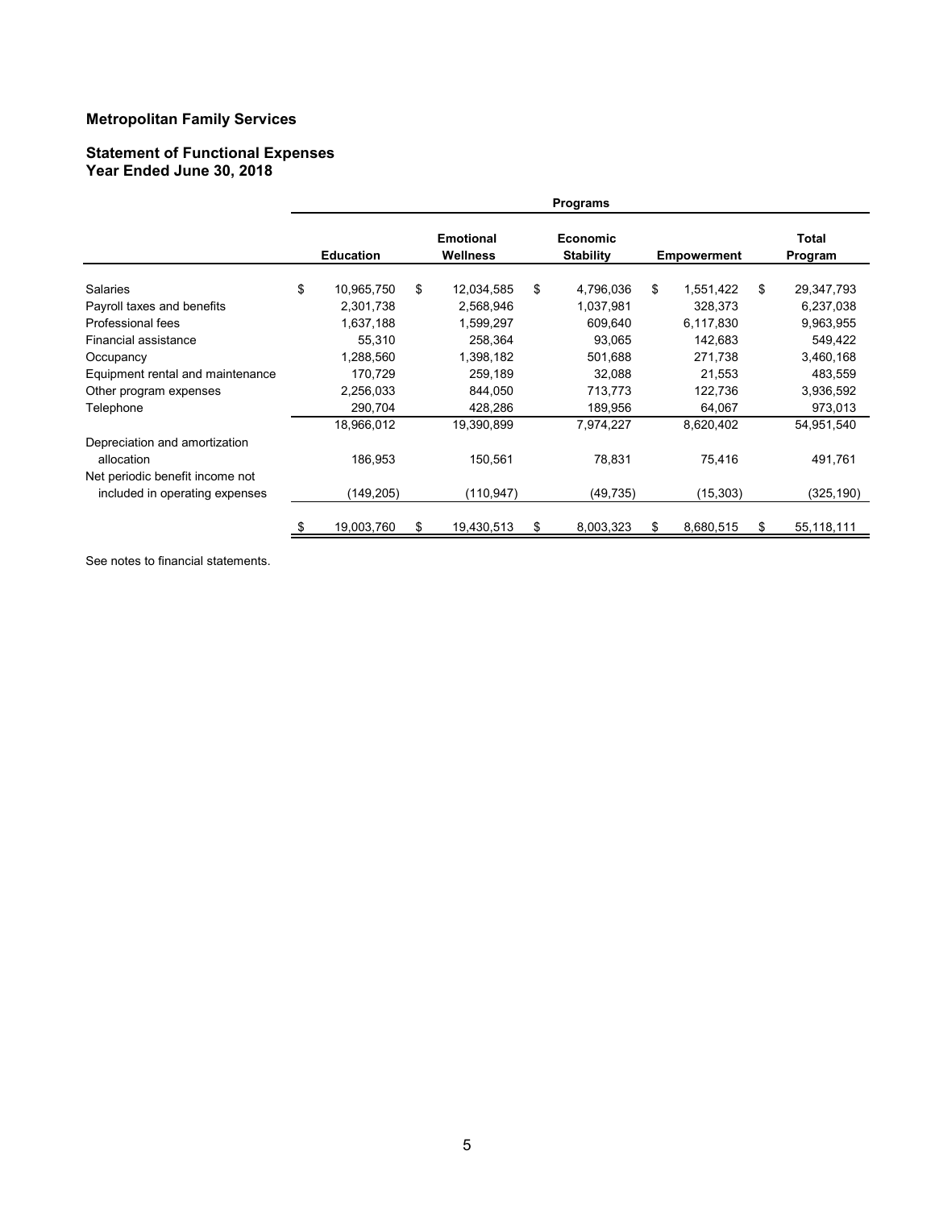**Metropolitan Family Services**

**Statement of Functional Expenses**
**Year Ended June 30, 2018**

| | Programs | | | | |
|---|---|---|---|---|---|
| | **Education** | **Emotional Wellness** | **Economic Stability** | **Empowerment** | **Total Program** |
| Salaries | $ 10,965,750 | $ 12,034,585 | $ 4,796,036 | $ 1,551,422 | $ 29,347,793 |
| Payroll taxes and benefits | 2,301,738 | 2,568,946 | 1,037,981 | 328,373 | 6,237,038 |
| Professional fees | 1,637,188 | 1,599,297 | 609,640 | 6,117,830 | 9,963,955 |
| Financial assistance | 55,310 | 258,364 | 93,065 | 142,683 | 549,422 |
| Occupancy | 1,288,560 | 1,398,182 | 501,688 | 271,738 | 3,460,168 |
| Equipment rental and maintenance | 170,729 | 259,189 | 32,088 | 21,553 | 483,559 |
| Other program expenses | 2,256,033 | 844,050 | 713,773 | 122,736 | 3,936,592 |
| Telephone | 290,704 | 428,286 | 189,956 | 64,067 | 973,013 |
| | 18,966,012 | 19,390,899 | 7,974,227 | 8,620,402 | 54,951,540 |
| Depreciation and amortization allocation | 186,953 | 150,561 | 78,831 | 75,416 | 491,761 |
| Net periodic benefit income not included in operating expenses | (149,205) | (110,947) | (49,735) | (15,303) | (325,190) |
| | $ 19,003,760 | $ 19,430,513 | $ 8,003,323 | $ 8,680,515 | $ 55,118,111 |

See notes to financial statements.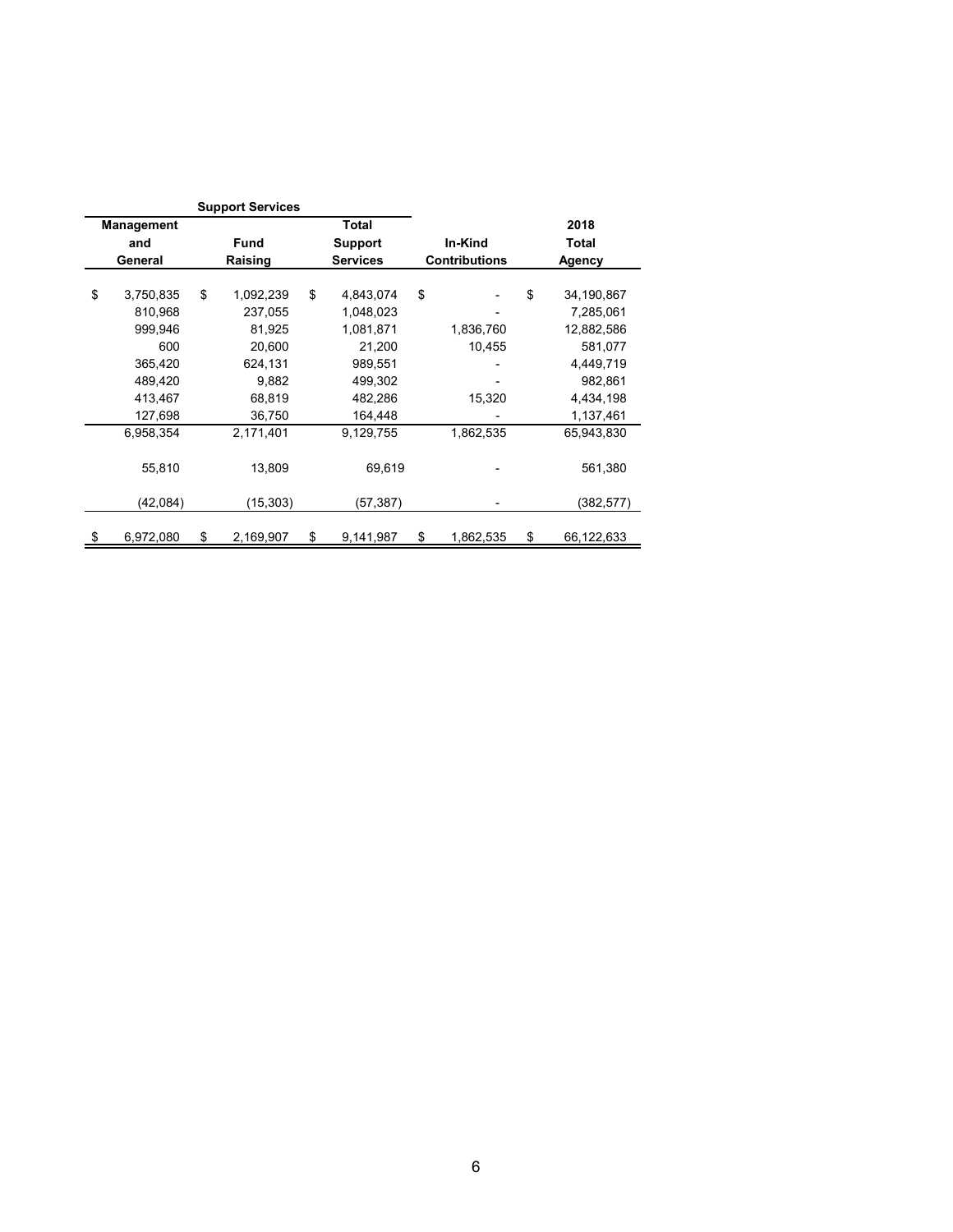| Support Services | | | | |
|---|---|---|---|---|
| Management and General | Fund Raising | Total Support Services | In-Kind Contributions | 2018 Total Agency |
| $ 3,750,835 | $ 1,092,239 | $ 4,843,074 | $ - | $ 34,190,867 |
| 810,968 | 237,055 | 1,048,023 | - | 7,285,061 |
| 999,946 | 81,925 | 1,081,871 | 1,836,760 | 12,882,586 |
| 600 | 20,600 | 21,200 | 10,455 | 581,077 |
| 365,420 | 624,131 | 989,551 | - | 4,449,719 |
| 489,420 | 9,882 | 499,302 | - | 982,861 |
| 413,467 | 68,819 | 482,286 | 15,320 | 4,434,198 |
| 127,698 | 36,750 | 164,448 | - | 1,137,461 |
| 6,958,354 | 2,171,401 | 9,129,755 | 1,862,535 | 65,943,830 |
| 55,810 | 13,809 | 69,619 | - | 561,380 |
| (42,084) | (15,303) | (57,387) | - | (382,577) |
| $ 6,972,080 | $ 2,169,907 | $ 9,141,987 | $ 1,862,535 | $ 66,122,633 |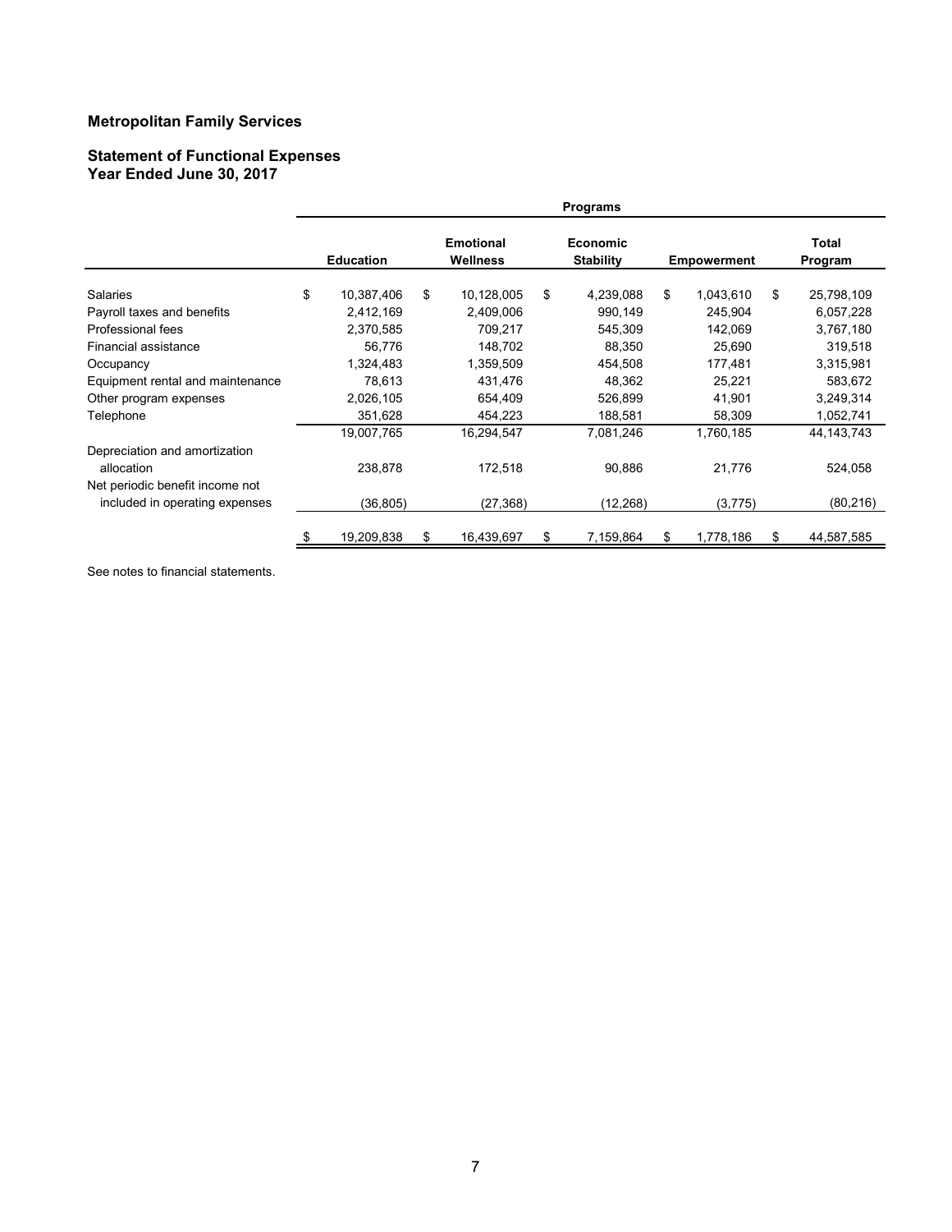**Metropolitan Family Services**

**Statement of Functional Expenses**
**Year Ended June 30, 2017**

| | Programs | | | | |
|---|---|---|---|---|---|
| | Education | Emotional Wellness | Economic Stability | Empowerment | Total Program |
| Salaries | $ 10,387,406 | $ 10,128,005 | $ 4,239,088 | $ 1,043,610 | $ 25,798,109 |
| Payroll taxes and benefits | 2,412,169 | 2,409,006 | 990,149 | 245,904 | 6,057,228 |
| Professional fees | 2,370,585 | 709,217 | 545,309 | 142,069 | 3,767,180 |
| Financial assistance | 56,776 | 148,702 | 88,350 | 25,690 | 319,518 |
| Occupancy | 1,324,483 | 1,359,509 | 454,508 | 177,481 | 3,315,981 |
| Equipment rental and maintenance | 78,613 | 431,476 | 48,362 | 25,221 | 583,672 |
| Other program expenses | 2,026,105 | 654,409 | 526,899 | 41,901 | 3,249,314 |
| Telephone | 351,628 | 454,223 | 188,581 | 58,309 | 1,052,741 |
| | 19,007,765 | 16,294,547 | 7,081,246 | 1,760,185 | 44,143,743 |
| Depreciation and amortization allocation | 238,878 | 172,518 | 90,886 | 21,776 | 524,058 |
| Net periodic benefit income not included in operating expenses | (36,805) | (27,368) | (12,268) | (3,775) | (80,216) |
| | $ 19,209,838 | $ 16,439,697 | $ 7,159,864 | $ 1,778,186 | $ 44,587,585 |

See notes to financial statements.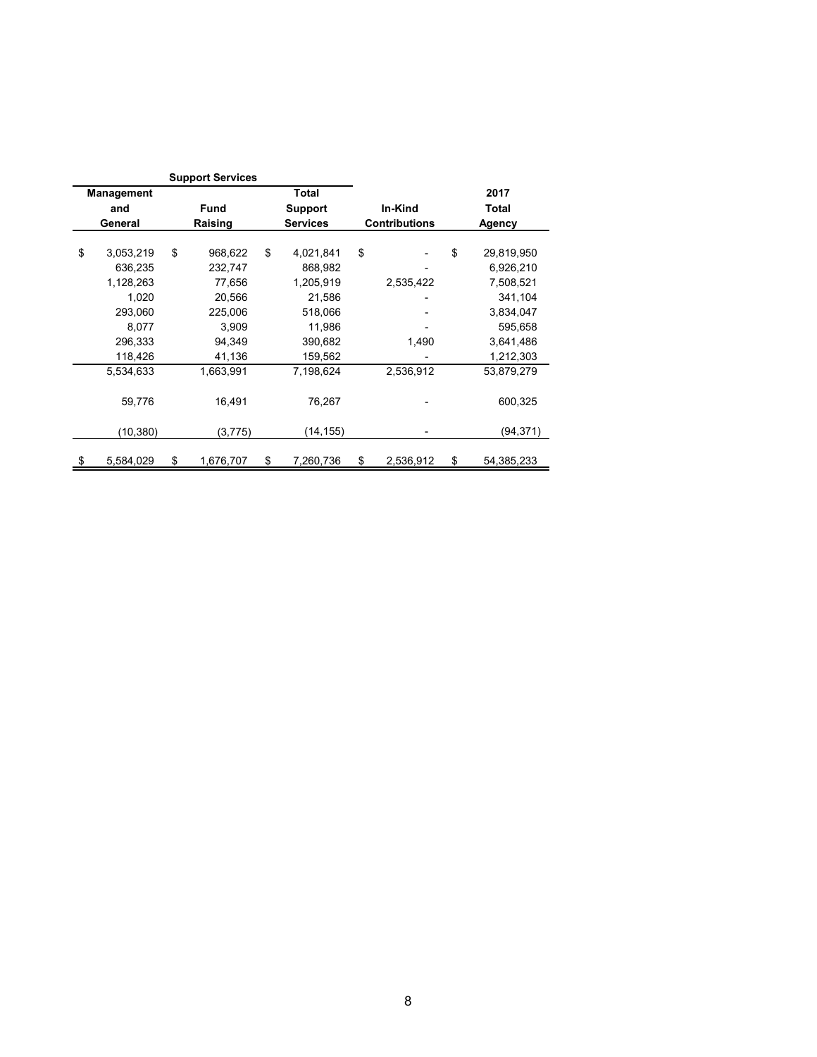| Support Services | | | | |
|---|---|---|---|---|
| Management and General | Fund Raising | Total Support Services | In-Kind Contributions | 2017 Total Agency |
| $ 3,053,219 | $ 968,622 | $ 4,021,841 | $ - | $ 29,819,950 |
| 636,235 | 232,747 | 868,982 | - | 6,926,210 |
| 1,128,263 | 77,656 | 1,205,919 | 2,535,422 | 7,508,521 |
| 1,020 | 20,566 | 21,586 | - | 341,104 |
| 293,060 | 225,006 | 518,066 | - | 3,834,047 |
| 8,077 | 3,909 | 11,986 | - | 595,658 |
| 296,333 | 94,349 | 390,682 | 1,490 | 3,641,486 |
| 118,426 | 41,136 | 159,562 | - | 1,212,303 |
| 5,534,633 | 1,663,991 | 7,198,624 | 2,536,912 | 53,879,279 |
| 59,776 | 16,491 | 76,267 | - | 600,325 |
| (10,380) | (3,775) | (14,155) | - | (94,371) |
| $ 5,584,029 | $ 1,676,707 | $ 7,260,736 | $ 2,536,912 | $ 54,385,233 |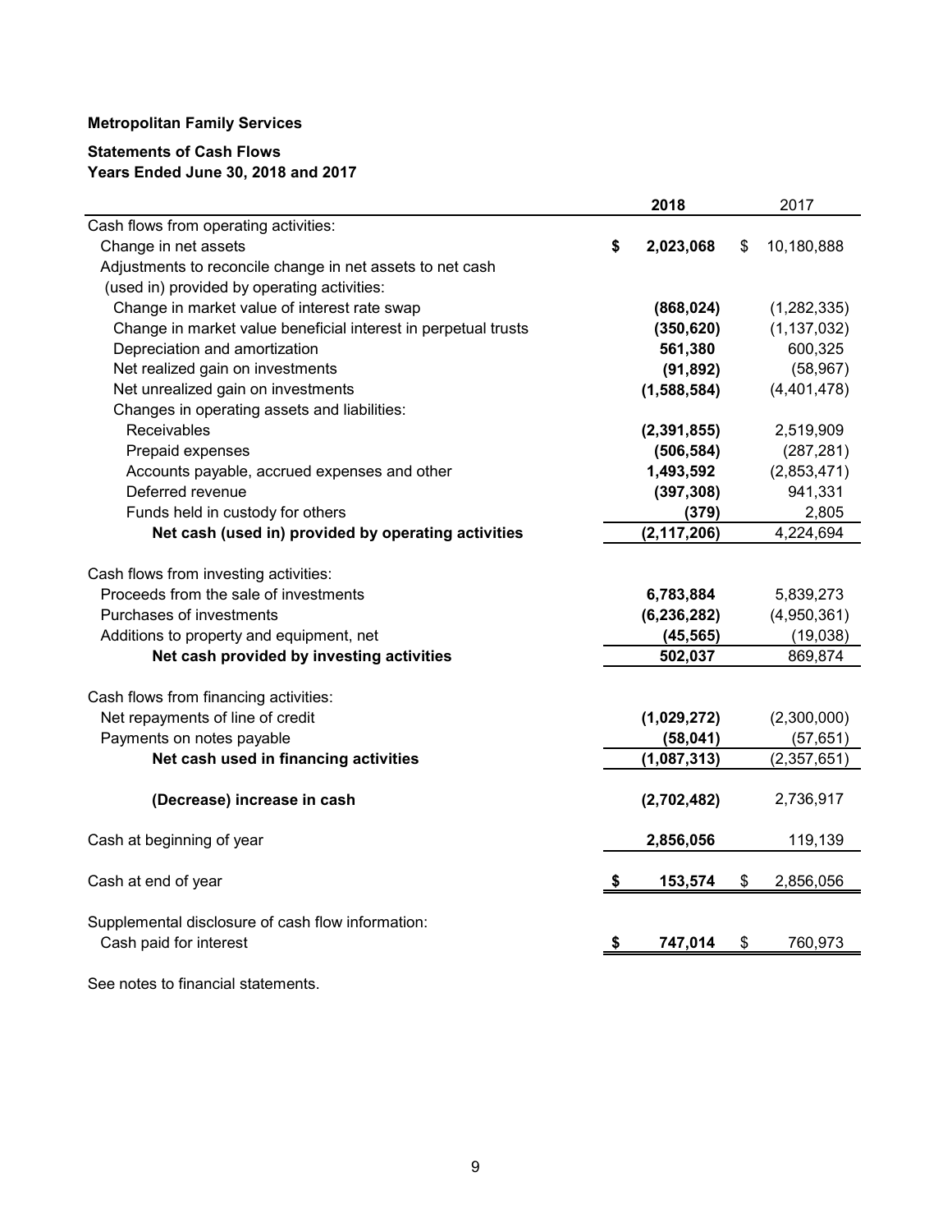**Metropolitan Family Services**

**Statements of Cash Flows**
**Years Ended June 30, 2018 and 2017**

| | 2018 | 2017 |
|---|---|---|
| Cash flows from operating activities: | | |
| Change in net assets | $ 2,023,068 | $ 10,180,888 |
| Adjustments to reconcile change in net assets to net cash (used in) provided by operating activities: | | |
| Change in market value of interest rate swap | (868,024) | (1,282,335) |
| Change in market value beneficial interest in perpetual trusts | (350,620) | (1,137,032) |
| Depreciation and amortization | 561,380 | 600,325 |
| Net realized gain on investments | (91,892) | (58,967) |
| Net unrealized gain on investments | (1,588,584) | (4,401,478) |
| Changes in operating assets and liabilities: | | |
| Receivables | (2,391,855) | 2,519,909 |
| Prepaid expenses | (506,584) | (287,281) |
| Accounts payable, accrued expenses and other | 1,493,592 | (2,853,471) |
| Deferred revenue | (397,308) | 941,331 |
| Funds held in custody for others | (379) | 2,805 |
| **Net cash (used in) provided by operating activities** | (2,117,206) | 4,224,694 |
| | | |
| Cash flows from investing activities: | | |
| Proceeds from the sale of investments | 6,783,884 | 5,839,273 |
| Purchases of investments | (6,236,282) | (4,950,361) |
| Additions to property and equipment, net | (45,565) | (19,038) |
| **Net cash provided by investing activities** | 502,037 | 869,874 |
| | | |
| Cash flows from financing activities: | | |
| Net repayments of line of credit | (1,029,272) | (2,300,000) |
| Payments on notes payable | (58,041) | (57,651) |
| **Net cash used in financing activities** | (1,087,313) | (2,357,651) |
| | | |
| **(Decrease) increase in cash** | (2,702,482) | 2,736,917 |
| | | |
| Cash at beginning of year | 2,856,056 | 119,139 |
| | | |
| Cash at end of year | $ 153,574 | $ 2,856,056 |
| | | |
| Supplemental disclosure of cash flow information: | | |
| Cash paid for interest | $ 747,014 | $ 760,973 |

See notes to financial statements.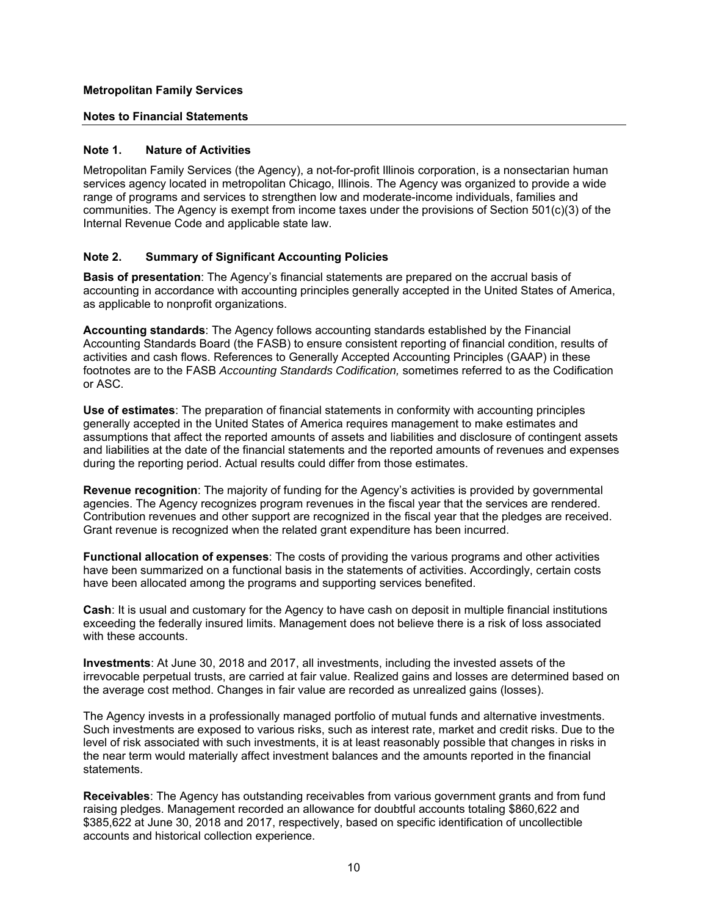**Metropolitan Family Services**

**Notes to Financial Statements**

---

### Note 1. Nature of Activities

Metropolitan Family Services (the Agency), a not-for-profit Illinois corporation, is a nonsectarian human services agency located in metropolitan Chicago, Illinois. The Agency was organized to provide a wide range of programs and services to strengthen low and moderate-income individuals, families and communities. The Agency is exempt from income taxes under the provisions of Section 501(c)(3) of the Internal Revenue Code and applicable state law.

### Note 2. Summary of Significant Accounting Policies

**Basis of presentation**: The Agency's financial statements are prepared on the accrual basis of accounting in accordance with accounting principles generally accepted in the United States of America, as applicable to nonprofit organizations.

**Accounting standards**: The Agency follows accounting standards established by the Financial Accounting Standards Board (the FASB) to ensure consistent reporting of financial condition, results of activities and cash flows. References to Generally Accepted Accounting Principles (GAAP) in these footnotes are to the FASB *Accounting Standards Codification,* sometimes referred to as the Codification or ASC.

**Use of estimates**: The preparation of financial statements in conformity with accounting principles generally accepted in the United States of America requires management to make estimates and assumptions that affect the reported amounts of assets and liabilities and disclosure of contingent assets and liabilities at the date of the financial statements and the reported amounts of revenues and expenses during the reporting period. Actual results could differ from those estimates.

**Revenue recognition**: The majority of funding for the Agency's activities is provided by governmental agencies. The Agency recognizes program revenues in the fiscal year that the services are rendered. Contribution revenues and other support are recognized in the fiscal year that the pledges are received. Grant revenue is recognized when the related grant expenditure has been incurred.

**Functional allocation of expenses**: The costs of providing the various programs and other activities have been summarized on a functional basis in the statements of activities. Accordingly, certain costs have been allocated among the programs and supporting services benefited.

**Cash**: It is usual and customary for the Agency to have cash on deposit in multiple financial institutions exceeding the federally insured limits. Management does not believe there is a risk of loss associated with these accounts.

**Investments**: At June 30, 2018 and 2017, all investments, including the invested assets of the irrevocable perpetual trusts, are carried at fair value. Realized gains and losses are determined based on the average cost method. Changes in fair value are recorded as unrealized gains (losses).

The Agency invests in a professionally managed portfolio of mutual funds and alternative investments. Such investments are exposed to various risks, such as interest rate, market and credit risks. Due to the level of risk associated with such investments, it is at least reasonably possible that changes in risks in the near term would materially affect investment balances and the amounts reported in the financial statements.

**Receivables**: The Agency has outstanding receivables from various government grants and from fund raising pledges. Management recorded an allowance for doubtful accounts totaling $860,622 and $385,622 at June 30, 2018 and 2017, respectively, based on specific identification of uncollectible accounts and historical collection experience.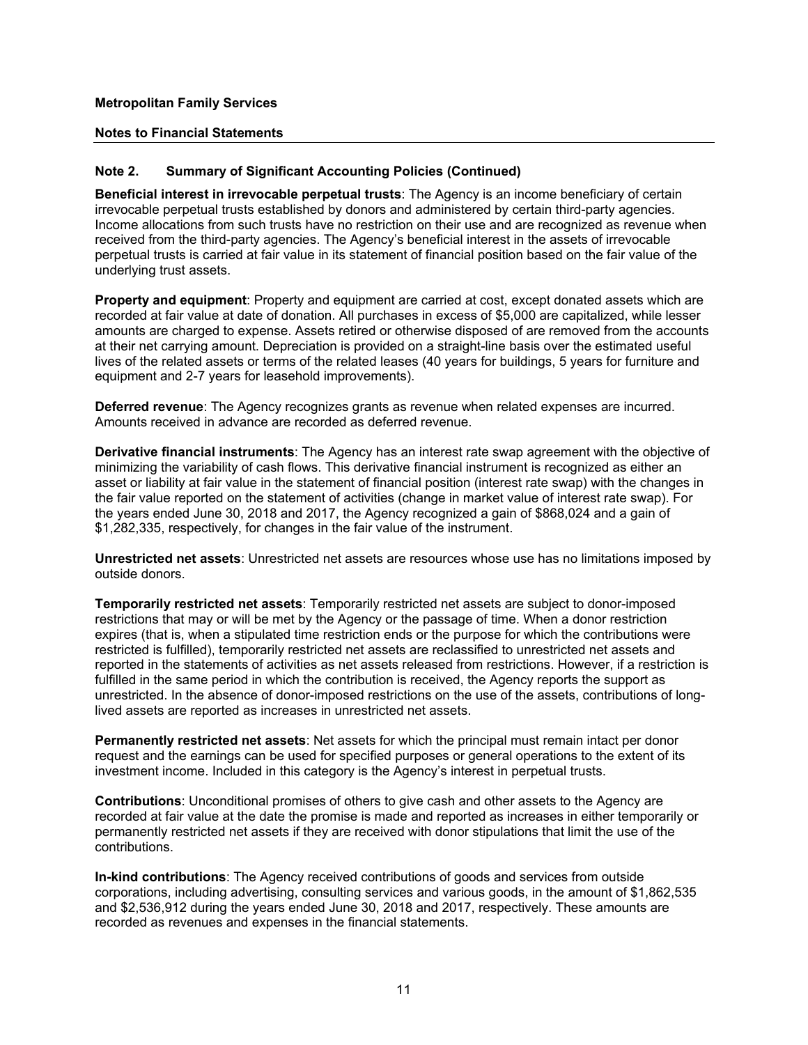**Metropolitan Family Services**

**Notes to Financial Statements**

## Note 2. Summary of Significant Accounting Policies (Continued)

**Beneficial interest in irrevocable perpetual trusts**: The Agency is an income beneficiary of certain irrevocable perpetual trusts established by donors and administered by certain third-party agencies. Income allocations from such trusts have no restriction on their use and are recognized as revenue when received from the third-party agencies. The Agency's beneficial interest in the assets of irrevocable perpetual trusts is carried at fair value in its statement of financial position based on the fair value of the underlying trust assets.

**Property and equipment**: Property and equipment are carried at cost, except donated assets which are recorded at fair value at date of donation. All purchases in excess of $5,000 are capitalized, while lesser amounts are charged to expense. Assets retired or otherwise disposed of are removed from the accounts at their net carrying amount. Depreciation is provided on a straight-line basis over the estimated useful lives of the related assets or terms of the related leases (40 years for buildings, 5 years for furniture and equipment and 2-7 years for leasehold improvements).

**Deferred revenue**: The Agency recognizes grants as revenue when related expenses are incurred. Amounts received in advance are recorded as deferred revenue.

**Derivative financial instruments**: The Agency has an interest rate swap agreement with the objective of minimizing the variability of cash flows. This derivative financial instrument is recognized as either an asset or liability at fair value in the statement of financial position (interest rate swap) with the changes in the fair value reported on the statement of activities (change in market value of interest rate swap). For the years ended June 30, 2018 and 2017, the Agency recognized a gain of $868,024 and a gain of $1,282,335, respectively, for changes in the fair value of the instrument.

**Unrestricted net assets**: Unrestricted net assets are resources whose use has no limitations imposed by outside donors.

**Temporarily restricted net assets**: Temporarily restricted net assets are subject to donor-imposed restrictions that may or will be met by the Agency or the passage of time. When a donor restriction expires (that is, when a stipulated time restriction ends or the purpose for which the contributions were restricted is fulfilled), temporarily restricted net assets are reclassified to unrestricted net assets and reported in the statements of activities as net assets released from restrictions. However, if a restriction is fulfilled in the same period in which the contribution is received, the Agency reports the support as unrestricted. In the absence of donor-imposed restrictions on the use of the assets, contributions of long-lived assets are reported as increases in unrestricted net assets.

**Permanently restricted net assets**: Net assets for which the principal must remain intact per donor request and the earnings can be used for specified purposes or general operations to the extent of its investment income. Included in this category is the Agency's interest in perpetual trusts.

**Contributions**: Unconditional promises of others to give cash and other assets to the Agency are recorded at fair value at the date the promise is made and reported as increases in either temporarily or permanently restricted net assets if they are received with donor stipulations that limit the use of the contributions.

**In-kind contributions**: The Agency received contributions of goods and services from outside corporations, including advertising, consulting services and various goods, in the amount of $1,862,535 and $2,536,912 during the years ended June 30, 2018 and 2017, respectively. These amounts are recorded as revenues and expenses in the financial statements.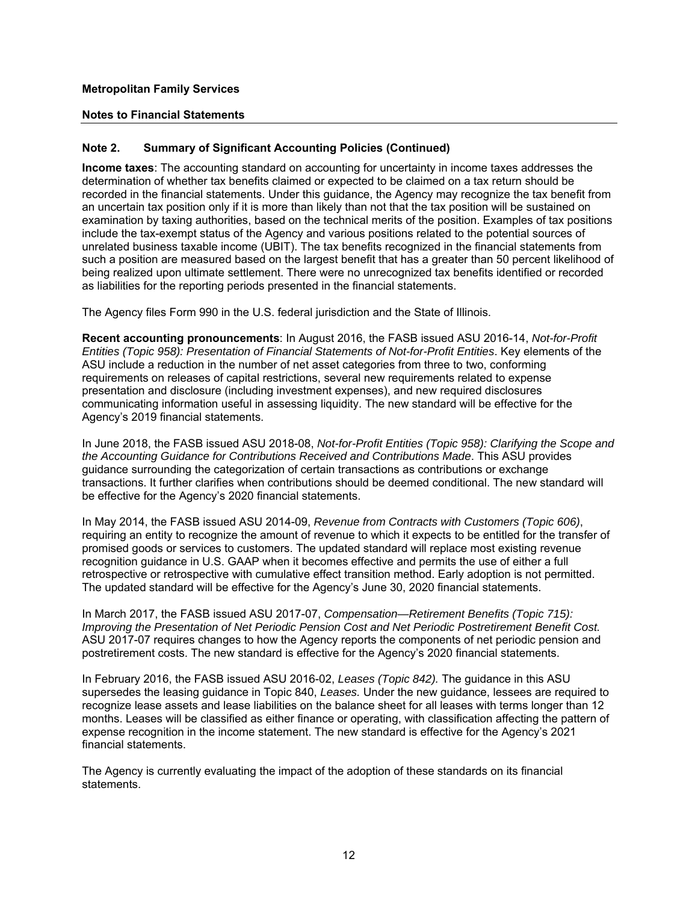**Metropolitan Family Services**

**Notes to Financial Statements**

## Note 2. Summary of Significant Accounting Policies (Continued)

**Income taxes**: The accounting standard on accounting for uncertainty in income taxes addresses the determination of whether tax benefits claimed or expected to be claimed on a tax return should be recorded in the financial statements. Under this guidance, the Agency may recognize the tax benefit from an uncertain tax position only if it is more than likely than not that the tax position will be sustained on examination by taxing authorities, based on the technical merits of the position. Examples of tax positions include the tax-exempt status of the Agency and various positions related to the potential sources of unrelated business taxable income (UBIT). The tax benefits recognized in the financial statements from such a position are measured based on the largest benefit that has a greater than 50 percent likelihood of being realized upon ultimate settlement. There were no unrecognized tax benefits identified or recorded as liabilities for the reporting periods presented in the financial statements.

The Agency files Form 990 in the U.S. federal jurisdiction and the State of Illinois.

**Recent accounting pronouncements**: In August 2016, the FASB issued ASU 2016-14, *Not-for-Profit Entities (Topic 958): Presentation of Financial Statements of Not-for-Profit Entities*. Key elements of the ASU include a reduction in the number of net asset categories from three to two, conforming requirements on releases of capital restrictions, several new requirements related to expense presentation and disclosure (including investment expenses), and new required disclosures communicating information useful in assessing liquidity. The new standard will be effective for the Agency's 2019 financial statements.

In June 2018, the FASB issued ASU 2018-08, *Not-for-Profit Entities (Topic 958): Clarifying the Scope and the Accounting Guidance for Contributions Received and Contributions Made*. This ASU provides guidance surrounding the categorization of certain transactions as contributions or exchange transactions. It further clarifies when contributions should be deemed conditional. The new standard will be effective for the Agency's 2020 financial statements.

In May 2014, the FASB issued ASU 2014-09, *Revenue from Contracts with Customers (Topic 606)*, requiring an entity to recognize the amount of revenue to which it expects to be entitled for the transfer of promised goods or services to customers. The updated standard will replace most existing revenue recognition guidance in U.S. GAAP when it becomes effective and permits the use of either a full retrospective or retrospective with cumulative effect transition method. Early adoption is not permitted. The updated standard will be effective for the Agency's June 30, 2020 financial statements.

In March 2017, the FASB issued ASU 2017-07, *Compensation—Retirement Benefits (Topic 715): Improving the Presentation of Net Periodic Pension Cost and Net Periodic Postretirement Benefit Cost.* ASU 2017-07 requires changes to how the Agency reports the components of net periodic pension and postretirement costs. The new standard is effective for the Agency's 2020 financial statements.

In February 2016, the FASB issued ASU 2016-02, *Leases (Topic 842).* The guidance in this ASU supersedes the leasing guidance in Topic 840, *Leases.* Under the new guidance, lessees are required to recognize lease assets and lease liabilities on the balance sheet for all leases with terms longer than 12 months. Leases will be classified as either finance or operating, with classification affecting the pattern of expense recognition in the income statement. The new standard is effective for the Agency's 2021 financial statements.

The Agency is currently evaluating the impact of the adoption of these standards on its financial statements.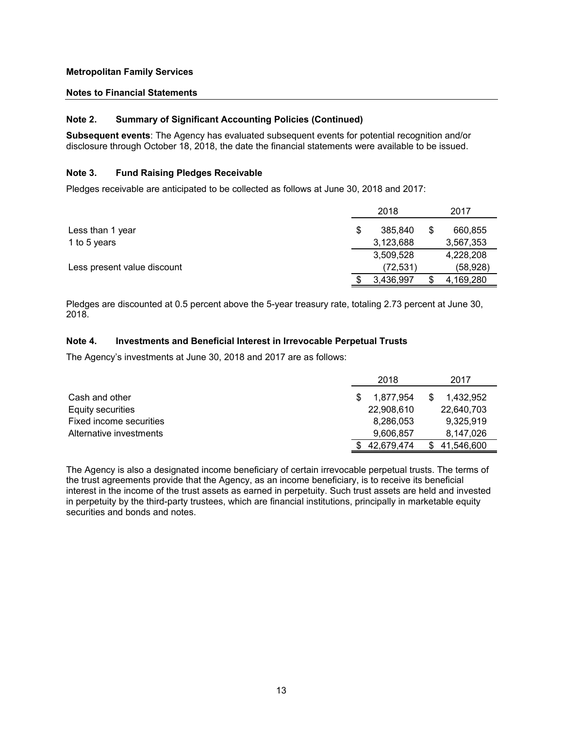**Metropolitan Family Services**

**Notes to Financial Statements**

### Note 2. Summary of Significant Accounting Policies (Continued)

**Subsequent events**: The Agency has evaluated subsequent events for potential recognition and/or disclosure through October 18, 2018, the date the financial statements were available to be issued.

### Note 3. Fund Raising Pledges Receivable

Pledges receivable are anticipated to be collected as follows at June 30, 2018 and 2017:

| | 2018 | 2017 |
|---|---|---|
| Less than 1 year | $ 385,840 | $ 660,855 |
| 1 to 5 years | 3,123,688 | 3,567,353 |
| | 3,509,528 | 4,228,208 |
| Less present value discount | (72,531) | (58,928) |
| | $ 3,436,997 | $ 4,169,280 |

Pledges are discounted at 0.5 percent above the 5-year treasury rate, totaling 2.73 percent at June 30, 2018.

### Note 4. Investments and Beneficial Interest in Irrevocable Perpetual Trusts

The Agency's investments at June 30, 2018 and 2017 are as follows:

| | 2018 | 2017 |
|---|---|---|
| Cash and other | $ 1,877,954 | $ 1,432,952 |
| Equity securities | 22,908,610 | 22,640,703 |
| Fixed income securities | 8,286,053 | 9,325,919 |
| Alternative investments | 9,606,857 | 8,147,026 |
| | $ 42,679,474 | $ 41,546,600 |

The Agency is also a designated income beneficiary of certain irrevocable perpetual trusts. The terms of the trust agreements provide that the Agency, as an income beneficiary, is to receive its beneficial interest in the income of the trust assets as earned in perpetuity. Such trust assets are held and invested in perpetuity by the third-party trustees, which are financial institutions, principally in marketable equity securities and bonds and notes.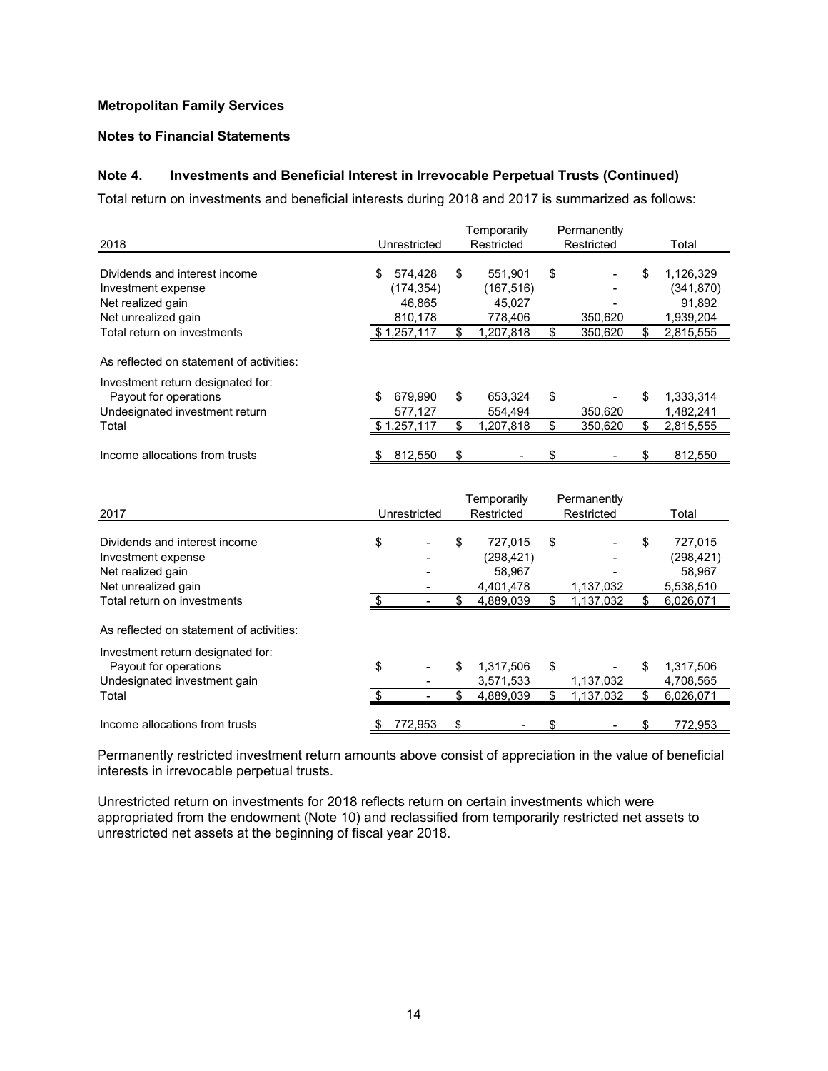**Metropolitan Family Services**

**Notes to Financial Statements**

### Note 4. Investments and Beneficial Interest in Irrevocable Perpetual Trusts (Continued)

Total return on investments and beneficial interests during 2018 and 2017 is summarized as follows:

| 2018 | Unrestricted | Temporarily Restricted | Permanently Restricted | Total |
|---|---|---|---|---|
| Dividends and interest income | $ 574,428 | $ 551,901 | $ - | $ 1,126,329 |
| Investment expense | (174,354) | (167,516) | - | (341,870) |
| Net realized gain | 46,865 | 45,027 | - | 91,892 |
| Net unrealized gain | 810,178 | 778,406 | 350,620 | 1,939,204 |
| Total return on investments | $ 1,257,117 | $ 1,207,818 | $ 350,620 | $ 2,815,555 |
| As reflected on statement of activities: | | | | |
| Investment return designated for: | | | | |
| Payout for operations | $ 679,990 | $ 653,324 | $ - | $ 1,333,314 |
| Undesignated investment return | 577,127 | 554,494 | 350,620 | 1,482,241 |
| Total | $ 1,257,117 | $ 1,207,818 | $ 350,620 | $ 2,815,555 |
| Income allocations from trusts | $ 812,550 | $ - | $ - | $ 812,550 |

| 2017 | Unrestricted | Temporarily Restricted | Permanently Restricted | Total |
|---|---|---|---|---|
| Dividends and interest income | $ - | $ 727,015 | $ - | $ 727,015 |
| Investment expense | - | (298,421) | - | (298,421) |
| Net realized gain | - | 58,967 | - | 58,967 |
| Net unrealized gain | - | 4,401,478 | 1,137,032 | 5,538,510 |
| Total return on investments | $ - | $ 4,889,039 | $ 1,137,032 | $ 6,026,071 |
| As reflected on statement of activities: | | | | |
| Investment return designated for: | | | | |
| Payout for operations | $ - | $ 1,317,506 | $ - | $ 1,317,506 |
| Undesignated investment gain | - | 3,571,533 | 1,137,032 | 4,708,565 |
| Total | $ - | $ 4,889,039 | $ 1,137,032 | $ 6,026,071 |
| Income allocations from trusts | $ 772,953 | $ - | $ - | $ 772,953 |

Permanently restricted investment return amounts above consist of appreciation in the value of beneficial interests in irrevocable perpetual trusts.

Unrestricted return on investments for 2018 reflects return on certain investments which were appropriated from the endowment (Note 10) and reclassified from temporarily restricted net assets to unrestricted net assets at the beginning of fiscal year 2018.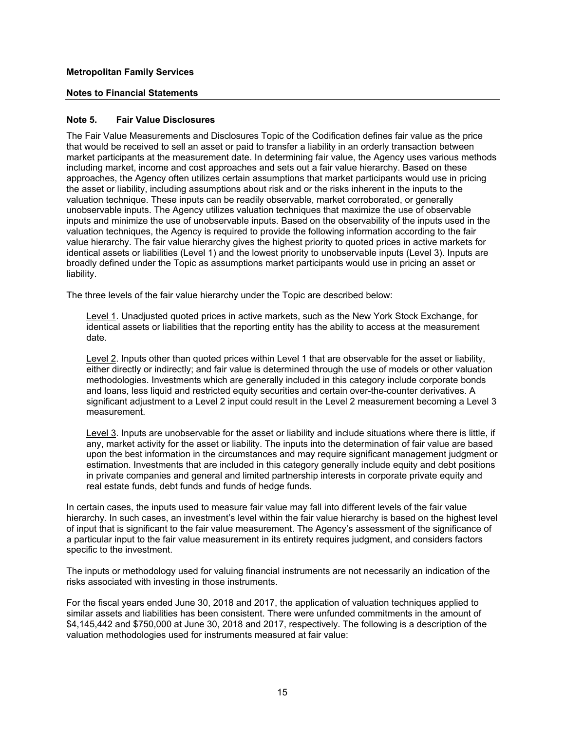**Metropolitan Family Services**

**Notes to Financial Statements**

## Note 5. Fair Value Disclosures

The Fair Value Measurements and Disclosures Topic of the Codification defines fair value as the price that would be received to sell an asset or paid to transfer a liability in an orderly transaction between market participants at the measurement date. In determining fair value, the Agency uses various methods including market, income and cost approaches and sets out a fair value hierarchy. Based on these approaches, the Agency often utilizes certain assumptions that market participants would use in pricing the asset or liability, including assumptions about risk and or the risks inherent in the inputs to the valuation technique. These inputs can be readily observable, market corroborated, or generally unobservable inputs. The Agency utilizes valuation techniques that maximize the use of observable inputs and minimize the use of unobservable inputs. Based on the observability of the inputs used in the valuation techniques, the Agency is required to provide the following information according to the fair value hierarchy. The fair value hierarchy gives the highest priority to quoted prices in active markets for identical assets or liabilities (Level 1) and the lowest priority to unobservable inputs (Level 3). Inputs are broadly defined under the Topic as assumptions market participants would use in pricing an asset or liability.

The three levels of the fair value hierarchy under the Topic are described below:

Level 1. Unadjusted quoted prices in active markets, such as the New York Stock Exchange, for identical assets or liabilities that the reporting entity has the ability to access at the measurement date.

Level 2. Inputs other than quoted prices within Level 1 that are observable for the asset or liability, either directly or indirectly; and fair value is determined through the use of models or other valuation methodologies. Investments which are generally included in this category include corporate bonds and loans, less liquid and restricted equity securities and certain over-the-counter derivatives. A significant adjustment to a Level 2 input could result in the Level 2 measurement becoming a Level 3 measurement.

Level 3. Inputs are unobservable for the asset or liability and include situations where there is little, if any, market activity for the asset or liability. The inputs into the determination of fair value are based upon the best information in the circumstances and may require significant management judgment or estimation. Investments that are included in this category generally include equity and debt positions in private companies and general and limited partnership interests in corporate private equity and real estate funds, debt funds and funds of hedge funds.

In certain cases, the inputs used to measure fair value may fall into different levels of the fair value hierarchy. In such cases, an investment's level within the fair value hierarchy is based on the highest level of input that is significant to the fair value measurement. The Agency's assessment of the significance of a particular input to the fair value measurement in its entirety requires judgment, and considers factors specific to the investment.

The inputs or methodology used for valuing financial instruments are not necessarily an indication of the risks associated with investing in those instruments.

For the fiscal years ended June 30, 2018 and 2017, the application of valuation techniques applied to similar assets and liabilities has been consistent. There were unfunded commitments in the amount of $4,145,442 and $750,000 at June 30, 2018 and 2017, respectively. The following is a description of the valuation methodologies used for instruments measured at fair value: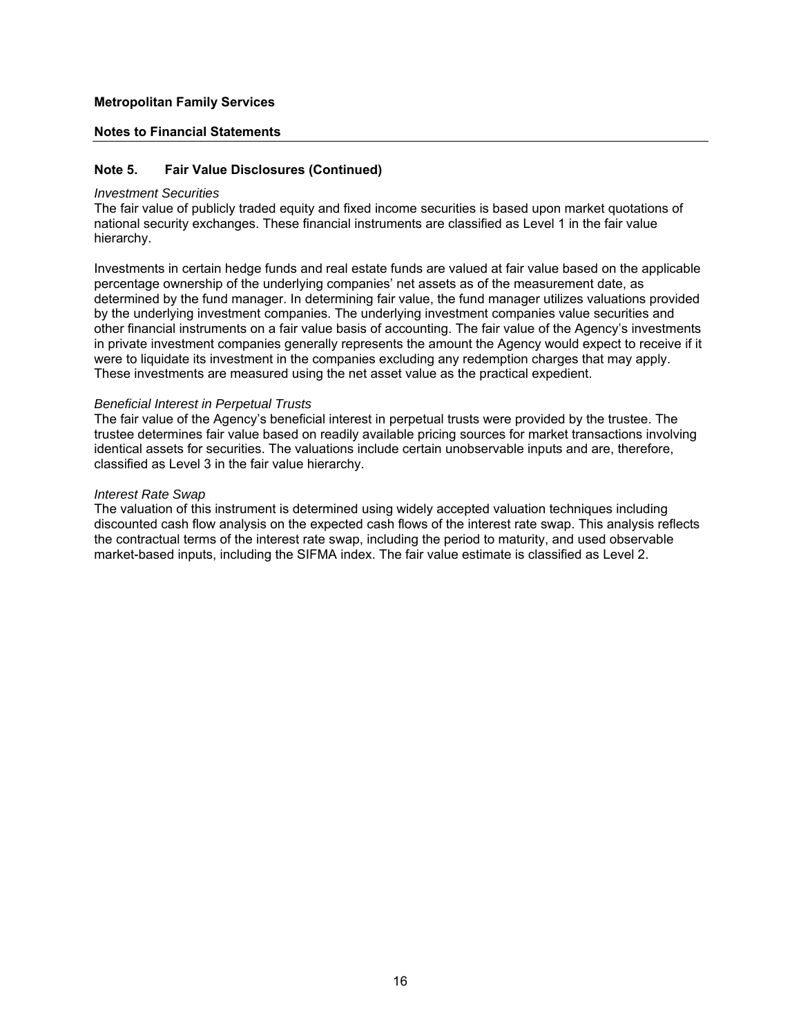**Metropolitan Family Services**

**Notes to Financial Statements**

## Note 5. Fair Value Disclosures (Continued)

*Investment Securities*
The fair value of publicly traded equity and fixed income securities is based upon market quotations of national security exchanges. These financial instruments are classified as Level 1 in the fair value hierarchy.

Investments in certain hedge funds and real estate funds are valued at fair value based on the applicable percentage ownership of the underlying companies' net assets as of the measurement date, as determined by the fund manager. In determining fair value, the fund manager utilizes valuations provided by the underlying investment companies. The underlying investment companies value securities and other financial instruments on a fair value basis of accounting. The fair value of the Agency's investments in private investment companies generally represents the amount the Agency would expect to receive if it were to liquidate its investment in the companies excluding any redemption charges that may apply. These investments are measured using the net asset value as the practical expedient.

*Beneficial Interest in Perpetual Trusts*
The fair value of the Agency's beneficial interest in perpetual trusts were provided by the trustee. The trustee determines fair value based on readily available pricing sources for market transactions involving identical assets for securities. The valuations include certain unobservable inputs and are, therefore, classified as Level 3 in the fair value hierarchy.

*Interest Rate Swap*
The valuation of this instrument is determined using widely accepted valuation techniques including discounted cash flow analysis on the expected cash flows of the interest rate swap. This analysis reflects the contractual terms of the interest rate swap, including the period to maturity, and used observable market-based inputs, including the SIFMA index. The fair value estimate is classified as Level 2.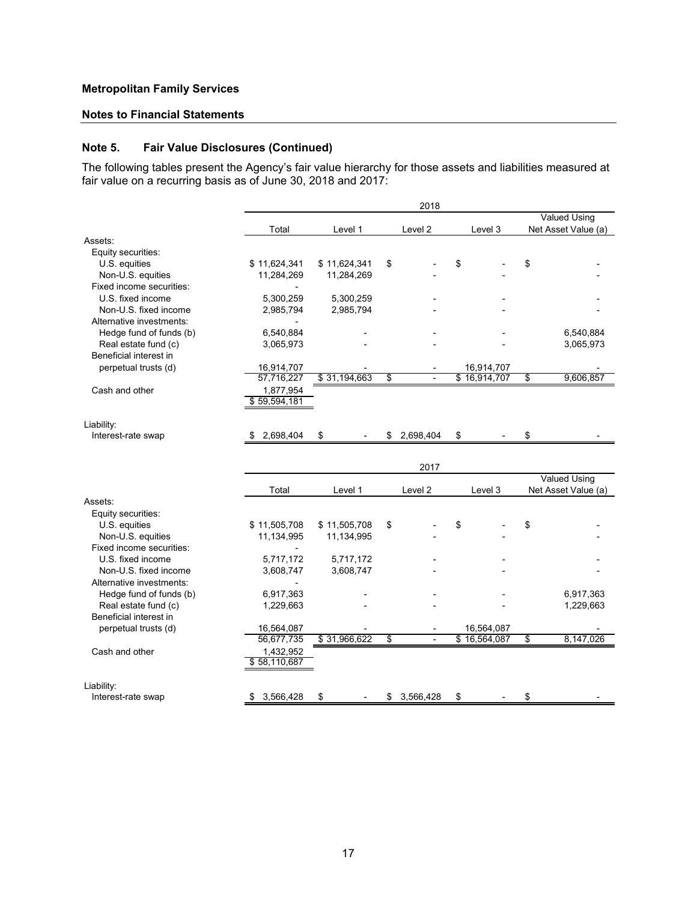**Metropolitan Family Services**

**Notes to Financial Statements**

## Note 5. Fair Value Disclosures (Continued)

The following tables present the Agency's fair value hierarchy for those assets and liabilities measured at fair value on a recurring basis as of June 30, 2018 and 2017:

| | 2018 | | | | |
|---|---|---|---|---|---|
| | Total | Level 1 | Level 2 | Level 3 | Valued Using Net Asset Value (a) |
| Assets: | | | | | |
| Equity securities: | | | | | |
| U.S. equities | $ 11,624,341 | $ 11,624,341 | $ - | $ - | $ - |
| Non-U.S. equities | 11,284,269 | 11,284,269 | - | - | - |
| Fixed income securities: | - | | | | |
| U.S. fixed income | 5,300,259 | 5,300,259 | - | - | - |
| Non-U.S. fixed income | 2,985,794 | 2,985,794 | - | - | - |
| Alternative investments: | - | | | | |
| Hedge fund of funds (b) | 6,540,884 | - | - | - | 6,540,884 |
| Real estate fund (c) | 3,065,973 | - | - | - | 3,065,973 |
| Beneficial interest in perpetual trusts (d) | 16,914,707 | - | - | 16,914,707 | - |
| | 57,716,227 | $ 31,194,663 | $ - | $ 16,914,707 | $ 9,606,857 |
| Cash and other | 1,877,954 | | | | |
| | $ 59,594,181 | | | | |
| Liability: | | | | | |
| Interest-rate swap | $ 2,698,404 | $ - | $ 2,698,404 | $ - | $ - |

| | 2017 | | | | |
|---|---|---|---|---|---|
| | Total | Level 1 | Level 2 | Level 3 | Valued Using Net Asset Value (a) |
| Assets: | | | | | |
| Equity securities: | | | | | |
| U.S. equities | $ 11,505,708 | $ 11,505,708 | $ - | $ - | $ - |
| Non-U.S. equities | 11,134,995 | 11,134,995 | - | - | - |
| Fixed income securities: | - | | | | |
| U.S. fixed income | 5,717,172 | 5,717,172 | - | - | - |
| Non-U.S. fixed income | 3,608,747 | 3,608,747 | - | - | - |
| Alternative investments: | - | | | | |
| Hedge fund of funds (b) | 6,917,363 | - | - | - | 6,917,363 |
| Real estate fund (c) | 1,229,663 | - | - | - | 1,229,663 |
| Beneficial interest in perpetual trusts (d) | 16,564,087 | - | - | 16,564,087 | - |
| | 56,677,735 | $ 31,966,622 | $ - | $ 16,564,087 | $ 8,147,026 |
| Cash and other | 1,432,952 | | | | |
| | $ 58,110,687 | | | | |
| Liability: | | | | | |
| Interest-rate swap | $ 3,566,428 | $ - | $ 3,566,428 | $ - | $ - |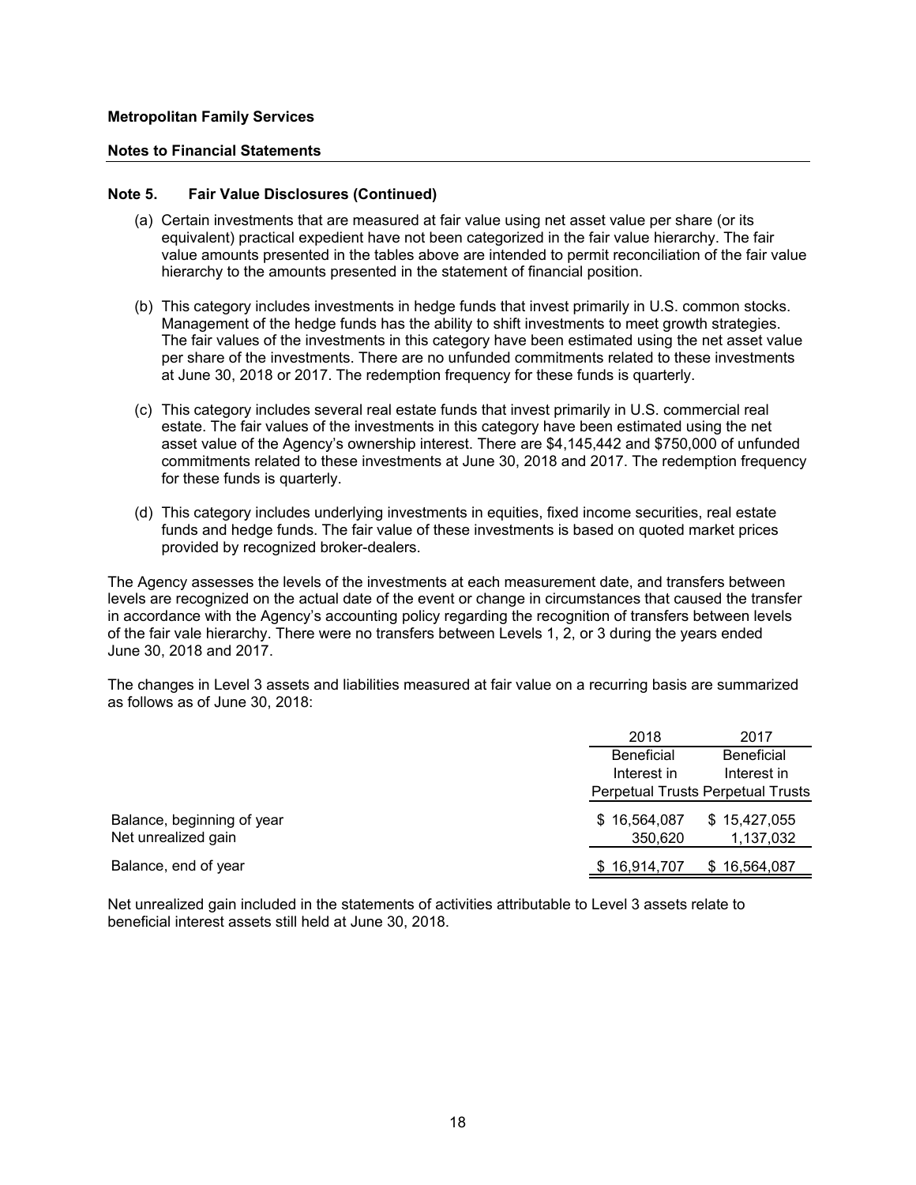**Metropolitan Family Services**

**Notes to Financial Statements**

**Note 5. Fair Value Disclosures (Continued)**

(a) Certain investments that are measured at fair value using net asset value per share (or its equivalent) practical expedient have not been categorized in the fair value hierarchy. The fair value amounts presented in the tables above are intended to permit reconciliation of the fair value hierarchy to the amounts presented in the statement of financial position.

(b) This category includes investments in hedge funds that invest primarily in U.S. common stocks. Management of the hedge funds has the ability to shift investments to meet growth strategies. The fair values of the investments in this category have been estimated using the net asset value per share of the investments. There are no unfunded commitments related to these investments at June 30, 2018 or 2017. The redemption frequency for these funds is quarterly.

(c) This category includes several real estate funds that invest primarily in U.S. commercial real estate. The fair values of the investments in this category have been estimated using the net asset value of the Agency's ownership interest. There are $4,145,442 and $750,000 of unfunded commitments related to these investments at June 30, 2018 and 2017. The redemption frequency for these funds is quarterly.

(d) This category includes underlying investments in equities, fixed income securities, real estate funds and hedge funds. The fair value of these investments is based on quoted market prices provided by recognized broker-dealers.

The Agency assesses the levels of the investments at each measurement date, and transfers between levels are recognized on the actual date of the event or change in circumstances that caused the transfer in accordance with the Agency's accounting policy regarding the recognition of transfers between levels of the fair vale hierarchy. There were no transfers between Levels 1, 2, or 3 during the years ended June 30, 2018 and 2017.

The changes in Level 3 assets and liabilities measured at fair value on a recurring basis are summarized as follows as of June 30, 2018:

| | 2018 | 2017 |
|---|---|---|
| | Beneficial Interest in Perpetual Trusts | Beneficial Interest in Perpetual Trusts |
| Balance, beginning of year | $ 16,564,087 | $ 15,427,055 |
| Net unrealized gain | 350,620 | 1,137,032 |
| Balance, end of year | $ 16,914,707 | $ 16,564,087 |

Net unrealized gain included in the statements of activities attributable to Level 3 assets relate to beneficial interest assets still held at June 30, 2018.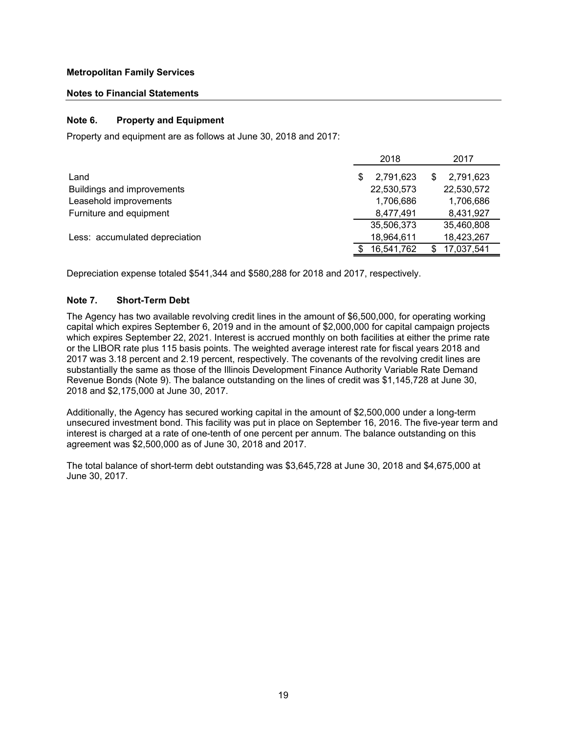**Metropolitan Family Services**

**Notes to Financial Statements**

### Note 6. Property and Equipment

Property and equipment are as follows at June 30, 2018 and 2017:

| | 2018 | 2017 |
|---|---|---|
| Land | $ 2,791,623 | $ 2,791,623 |
| Buildings and improvements | 22,530,573 | 22,530,572 |
| Leasehold improvements | 1,706,686 | 1,706,686 |
| Furniture and equipment | 8,477,491 | 8,431,927 |
| | 35,506,373 | 35,460,808 |
| Less: accumulated depreciation | 18,964,611 | 18,423,267 |
| | $ 16,541,762 | $ 17,037,541 |

Depreciation expense totaled $541,344 and $580,288 for 2018 and 2017, respectively.

### Note 7. Short-Term Debt

The Agency has two available revolving credit lines in the amount of $6,500,000, for operating working capital which expires September 6, 2019 and in the amount of $2,000,000 for capital campaign projects which expires September 22, 2021. Interest is accrued monthly on both facilities at either the prime rate or the LIBOR rate plus 115 basis points. The weighted average interest rate for fiscal years 2018 and 2017 was 3.18 percent and 2.19 percent, respectively. The covenants of the revolving credit lines are substantially the same as those of the Illinois Development Finance Authority Variable Rate Demand Revenue Bonds (Note 9). The balance outstanding on the lines of credit was $1,145,728 at June 30, 2018 and $2,175,000 at June 30, 2017.

Additionally, the Agency has secured working capital in the amount of $2,500,000 under a long-term unsecured investment bond. This facility was put in place on September 16, 2016. The five-year term and interest is charged at a rate of one-tenth of one percent per annum. The balance outstanding on this agreement was $2,500,000 as of June 30, 2018 and 2017.

The total balance of short-term debt outstanding was $3,645,728 at June 30, 2018 and $4,675,000 at June 30, 2017.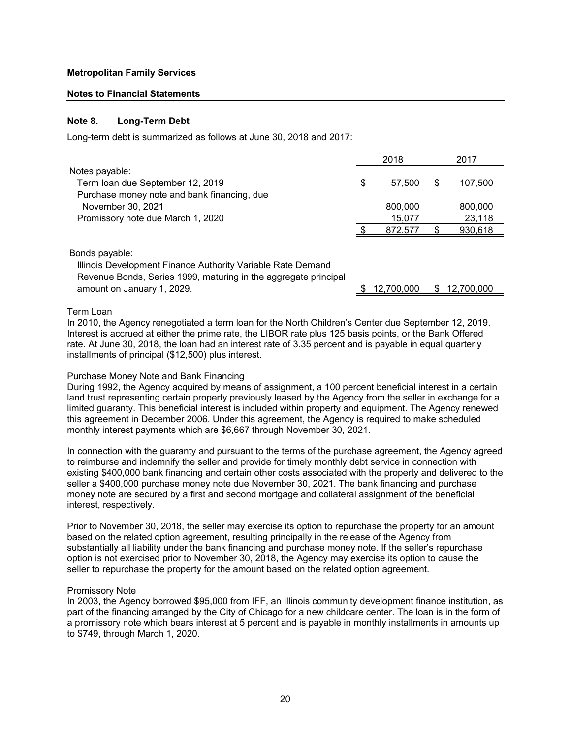**Metropolitan Family Services**

**Notes to Financial Statements**

### Note 8. Long-Term Debt

Long-term debt is summarized as follows at June 30, 2018 and 2017:

| | 2018 | 2017 |
|---|---|---|
| Notes payable: | | |
| Term loan due September 12, 2019 | $ 57,500 | $ 107,500 |
| Purchase money note and bank financing, due November 30, 2021 | 800,000 | 800,000 |
| Promissory note due March 1, 2020 | 15,077 | 23,118 |
| | $ 872,577 | $ 930,618 |
| Bonds payable: | | |
| Illinois Development Finance Authority Variable Rate Demand Revenue Bonds, Series 1999, maturing in the aggregate principal amount on January 1, 2029. | $ 12,700,000 | $ 12,700,000 |

Term Loan
In 2010, the Agency renegotiated a term loan for the North Children's Center due September 12, 2019. Interest is accrued at either the prime rate, the LIBOR rate plus 125 basis points, or the Bank Offered rate. At June 30, 2018, the loan had an interest rate of 3.35 percent and is payable in equal quarterly installments of principal ($12,500) plus interest.

Purchase Money Note and Bank Financing
During 1992, the Agency acquired by means of assignment, a 100 percent beneficial interest in a certain land trust representing certain property previously leased by the Agency from the seller in exchange for a limited guaranty. This beneficial interest is included within property and equipment. The Agency renewed this agreement in December 2006. Under this agreement, the Agency is required to make scheduled monthly interest payments which are $6,667 through November 30, 2021.

In connection with the guaranty and pursuant to the terms of the purchase agreement, the Agency agreed to reimburse and indemnify the seller and provide for timely monthly debt service in connection with existing $400,000 bank financing and certain other costs associated with the property and delivered to the seller a $400,000 purchase money note due November 30, 2021. The bank financing and purchase money note are secured by a first and second mortgage and collateral assignment of the beneficial interest, respectively.

Prior to November 30, 2018, the seller may exercise its option to repurchase the property for an amount based on the related option agreement, resulting principally in the release of the Agency from substantially all liability under the bank financing and purchase money note. If the seller's repurchase option is not exercised prior to November 30, 2018, the Agency may exercise its option to cause the seller to repurchase the property for the amount based on the related option agreement.

Promissory Note
In 2003, the Agency borrowed $95,000 from IFF, an Illinois community development finance institution, as part of the financing arranged by the City of Chicago for a new childcare center. The loan is in the form of a promissory note which bears interest at 5 percent and is payable in monthly installments in amounts up to $749, through March 1, 2020.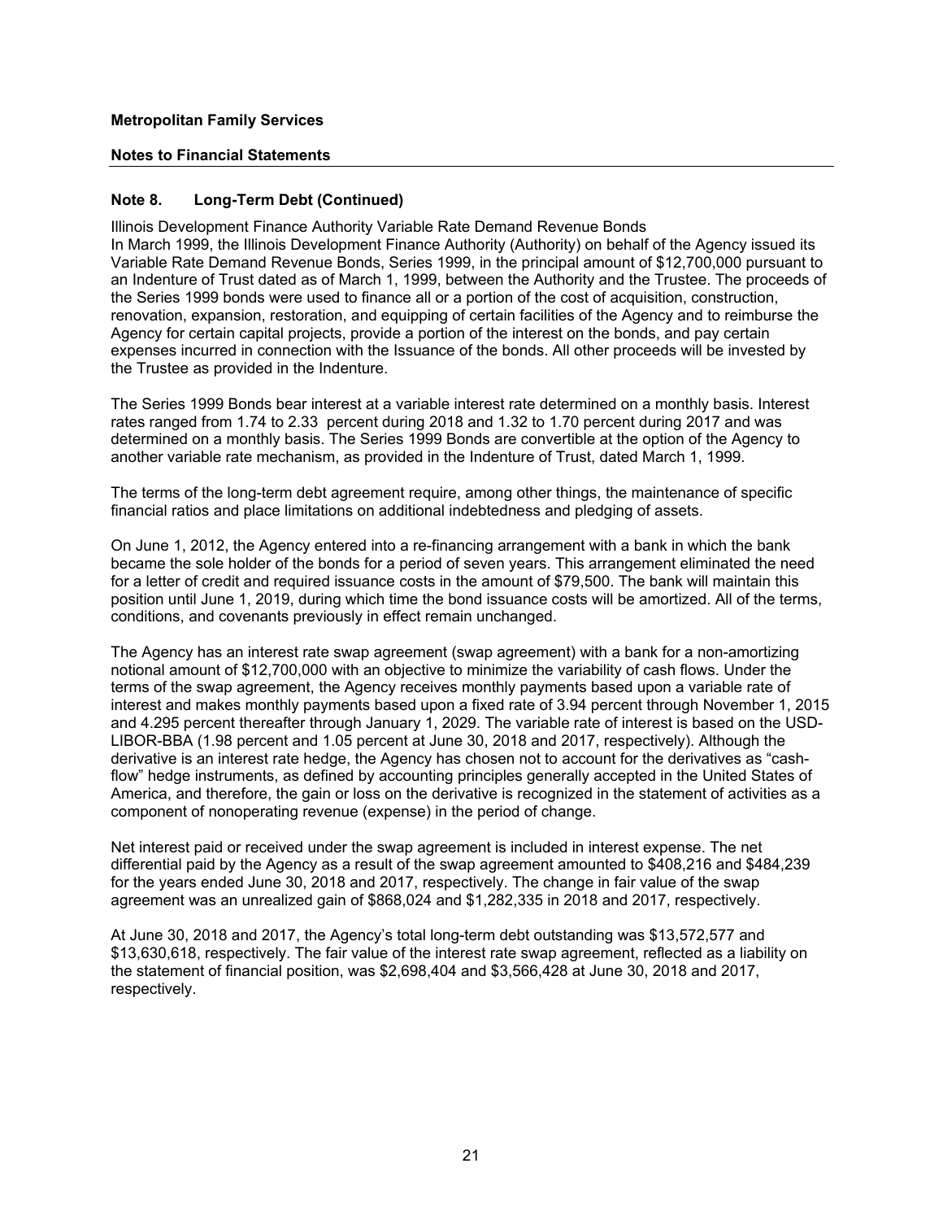**Metropolitan Family Services**

**Notes to Financial Statements**

## Note 8. Long-Term Debt (Continued)

Illinois Development Finance Authority Variable Rate Demand Revenue Bonds
In March 1999, the Illinois Development Finance Authority (Authority) on behalf of the Agency issued its Variable Rate Demand Revenue Bonds, Series 1999, in the principal amount of $12,700,000 pursuant to an Indenture of Trust dated as of March 1, 1999, between the Authority and the Trustee. The proceeds of the Series 1999 bonds were used to finance all or a portion of the cost of acquisition, construction, renovation, expansion, restoration, and equipping of certain facilities of the Agency and to reimburse the Agency for certain capital projects, provide a portion of the interest on the bonds, and pay certain expenses incurred in connection with the Issuance of the bonds. All other proceeds will be invested by the Trustee as provided in the Indenture.

The Series 1999 Bonds bear interest at a variable interest rate determined on a monthly basis. Interest rates ranged from 1.74 to 2.33 percent during 2018 and 1.32 to 1.70 percent during 2017 and was determined on a monthly basis. The Series 1999 Bonds are convertible at the option of the Agency to another variable rate mechanism, as provided in the Indenture of Trust, dated March 1, 1999.

The terms of the long-term debt agreement require, among other things, the maintenance of specific financial ratios and place limitations on additional indebtedness and pledging of assets.

On June 1, 2012, the Agency entered into a re-financing arrangement with a bank in which the bank became the sole holder of the bonds for a period of seven years. This arrangement eliminated the need for a letter of credit and required issuance costs in the amount of $79,500. The bank will maintain this position until June 1, 2019, during which time the bond issuance costs will be amortized. All of the terms, conditions, and covenants previously in effect remain unchanged.

The Agency has an interest rate swap agreement (swap agreement) with a bank for a non-amortizing notional amount of $12,700,000 with an objective to minimize the variability of cash flows. Under the terms of the swap agreement, the Agency receives monthly payments based upon a variable rate of interest and makes monthly payments based upon a fixed rate of 3.94 percent through November 1, 2015 and 4.295 percent thereafter through January 1, 2029. The variable rate of interest is based on the USD-LIBOR-BBA (1.98 percent and 1.05 percent at June 30, 2018 and 2017, respectively). Although the derivative is an interest rate hedge, the Agency has chosen not to account for the derivatives as "cash-flow" hedge instruments, as defined by accounting principles generally accepted in the United States of America, and therefore, the gain or loss on the derivative is recognized in the statement of activities as a component of nonoperating revenue (expense) in the period of change.

Net interest paid or received under the swap agreement is included in interest expense. The net differential paid by the Agency as a result of the swap agreement amounted to $408,216 and $484,239 for the years ended June 30, 2018 and 2017, respectively. The change in fair value of the swap agreement was an unrealized gain of $868,024 and $1,282,335 in 2018 and 2017, respectively.

At June 30, 2018 and 2017, the Agency's total long-term debt outstanding was $13,572,577 and $13,630,618, respectively. The fair value of the interest rate swap agreement, reflected as a liability on the statement of financial position, was $2,698,404 and $3,566,428 at June 30, 2018 and 2017, respectively.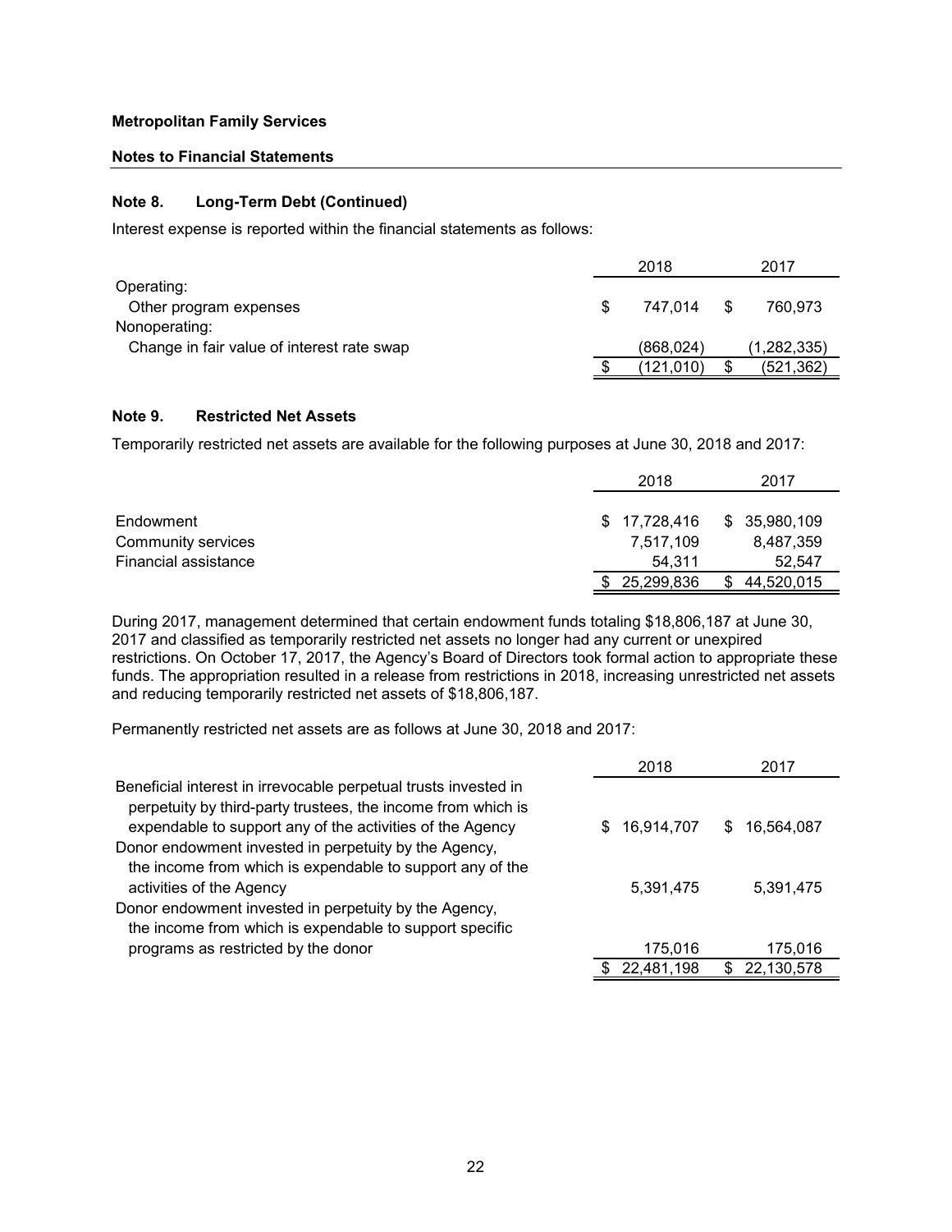**Metropolitan Family Services**

**Notes to Financial Statements**

## Note 8. Long-Term Debt (Continued)

Interest expense is reported within the financial statements as follows:

| | 2018 | 2017 |
|---|---|---|
| Operating: | | |
| Other program expenses | $ 747,014 | $ 760,973 |
| Nonoperating: | | |
| Change in fair value of interest rate swap | (868,024) | (1,282,335) |
| | $ (121,010) | $ (521,362) |

## Note 9. Restricted Net Assets

Temporarily restricted net assets are available for the following purposes at June 30, 2018 and 2017:

| | 2018 | 2017 |
|---|---|---|
| Endowment | $ 17,728,416 | $ 35,980,109 |
| Community services | 7,517,109 | 8,487,359 |
| Financial assistance | 54,311 | 52,547 |
| | $ 25,299,836 | $ 44,520,015 |

During 2017, management determined that certain endowment funds totaling $18,806,187 at June 30, 2017 and classified as temporarily restricted net assets no longer had any current or unexpired restrictions. On October 17, 2017, the Agency's Board of Directors took formal action to appropriate these funds. The appropriation resulted in a release from restrictions in 2018, increasing unrestricted net assets and reducing temporarily restricted net assets of $18,806,187.

Permanently restricted net assets are as follows at June 30, 2018 and 2017:

| | 2018 | 2017 |
|---|---|---|
| Beneficial interest in irrevocable perpetual trusts invested in perpetuity by third-party trustees, the income from which is expendable to support any of the activities of the Agency | $ 16,914,707 | $ 16,564,087 |
| Donor endowment invested in perpetuity by the Agency, the income from which is expendable to support any of the activities of the Agency | 5,391,475 | 5,391,475 |
| Donor endowment invested in perpetuity by the Agency, the income from which is expendable to support specific programs as restricted by the donor | 175,016 | 175,016 |
| | $ 22,481,198 | $ 22,130,578 |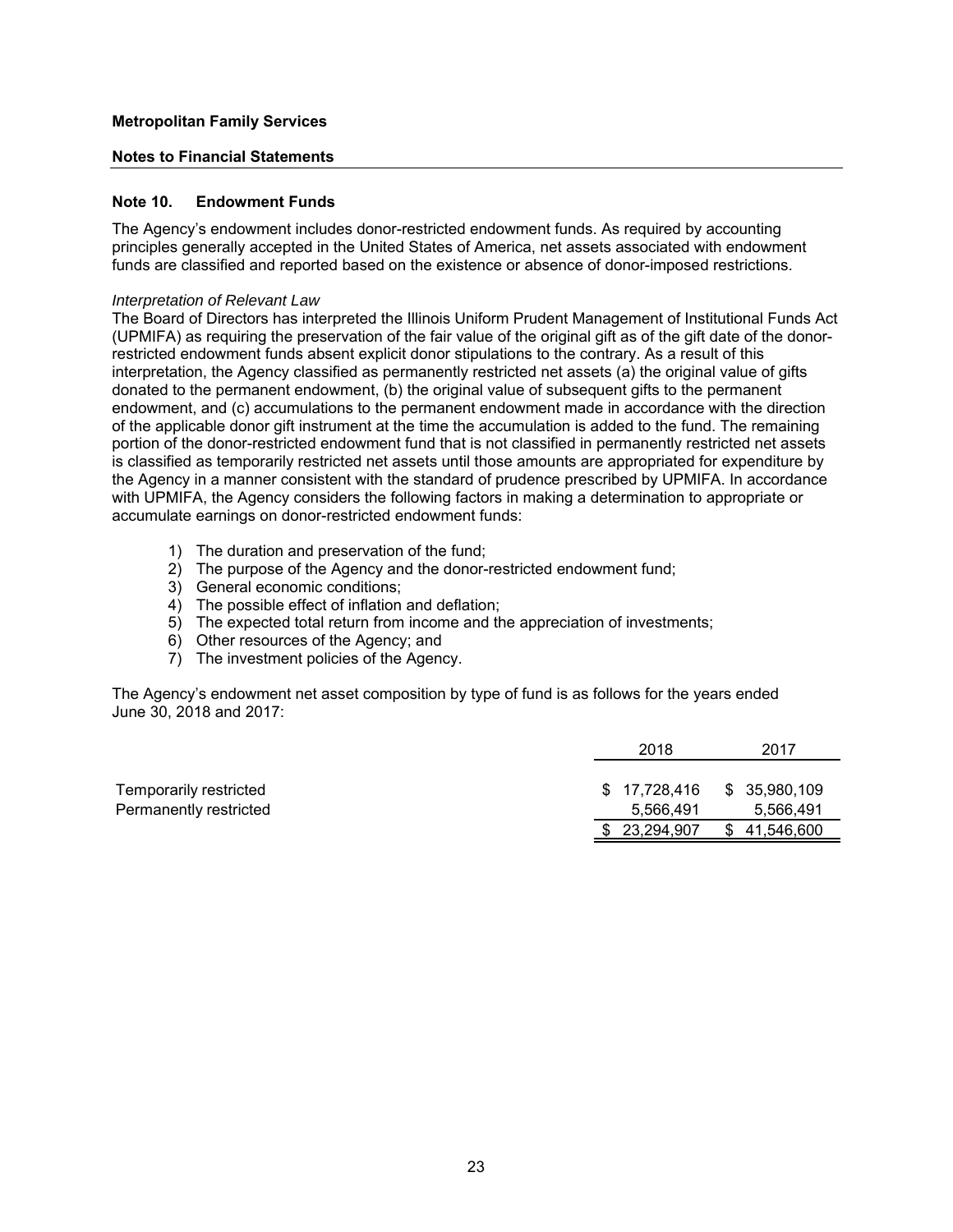**Metropolitan Family Services**

**Notes to Financial Statements**

## Note 10. Endowment Funds

The Agency's endowment includes donor-restricted endowment funds. As required by accounting principles generally accepted in the United States of America, net assets associated with endowment funds are classified and reported based on the existence or absence of donor-imposed restrictions.

*Interpretation of Relevant Law*

The Board of Directors has interpreted the Illinois Uniform Prudent Management of Institutional Funds Act (UPMIFA) as requiring the preservation of the fair value of the original gift as of the gift date of the donor-restricted endowment funds absent explicit donor stipulations to the contrary. As a result of this interpretation, the Agency classified as permanently restricted net assets (a) the original value of gifts donated to the permanent endowment, (b) the original value of subsequent gifts to the permanent endowment, and (c) accumulations to the permanent endowment made in accordance with the direction of the applicable donor gift instrument at the time the accumulation is added to the fund. The remaining portion of the donor-restricted endowment fund that is not classified in permanently restricted net assets is classified as temporarily restricted net assets until those amounts are appropriated for expenditure by the Agency in a manner consistent with the standard of prudence prescribed by UPMIFA. In accordance with UPMIFA, the Agency considers the following factors in making a determination to appropriate or accumulate earnings on donor-restricted endowment funds:

1) The duration and preservation of the fund;
2) The purpose of the Agency and the donor-restricted endowment fund;
3) General economic conditions;
4) The possible effect of inflation and deflation;
5) The expected total return from income and the appreciation of investments;
6) Other resources of the Agency; and
7) The investment policies of the Agency.

The Agency's endowment net asset composition by type of fund is as follows for the years ended June 30, 2018 and 2017:

| | 2018 | 2017 |
|---|---|---|
| Temporarily restricted | $ 17,728,416 | $ 35,980,109 |
| Permanently restricted | 5,566,491 | 5,566,491 |
| | $ 23,294,907 | $ 41,546,600 |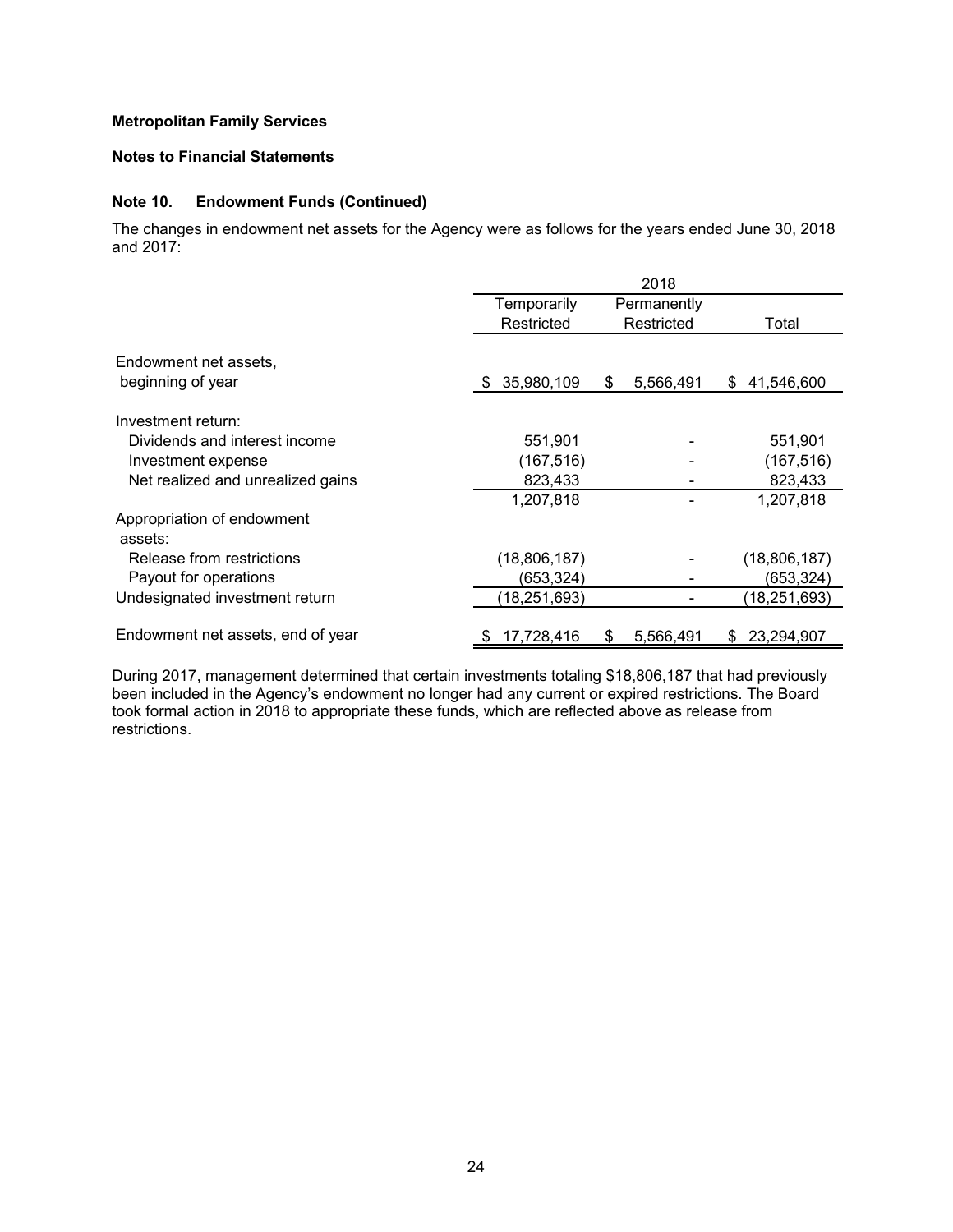**Metropolitan Family Services**

**Notes to Financial Statements**

## Note 10. Endowment Funds (Continued)

The changes in endowment net assets for the Agency were as follows for the years ended June 30, 2018 and 2017:

| | 2018 | | |
|---|---|---|---|
| | Temporarily Restricted | Permanently Restricted | Total |
| Endowment net assets, beginning of year | $ 35,980,109 | $ 5,566,491 | $ 41,546,600 |
| Investment return: | | | |
| Dividends and interest income | 551,901 | - | 551,901 |
| Investment expense | (167,516) | - | (167,516) |
| Net realized and unrealized gains | 823,433 | - | 823,433 |
| | 1,207,818 | - | 1,207,818 |
| Appropriation of endowment assets: | | | |
| Release from restrictions | (18,806,187) | - | (18,806,187) |
| Payout for operations | (653,324) | - | (653,324) |
| Undesignated investment return | (18,251,693) | - | (18,251,693) |
| Endowment net assets, end of year | $ 17,728,416 | $ 5,566,491 | $ 23,294,907 |

During 2017, management determined that certain investments totaling $18,806,187 that had previously been included in the Agency's endowment no longer had any current or expired restrictions. The Board took formal action in 2018 to appropriate these funds, which are reflected above as release from restrictions.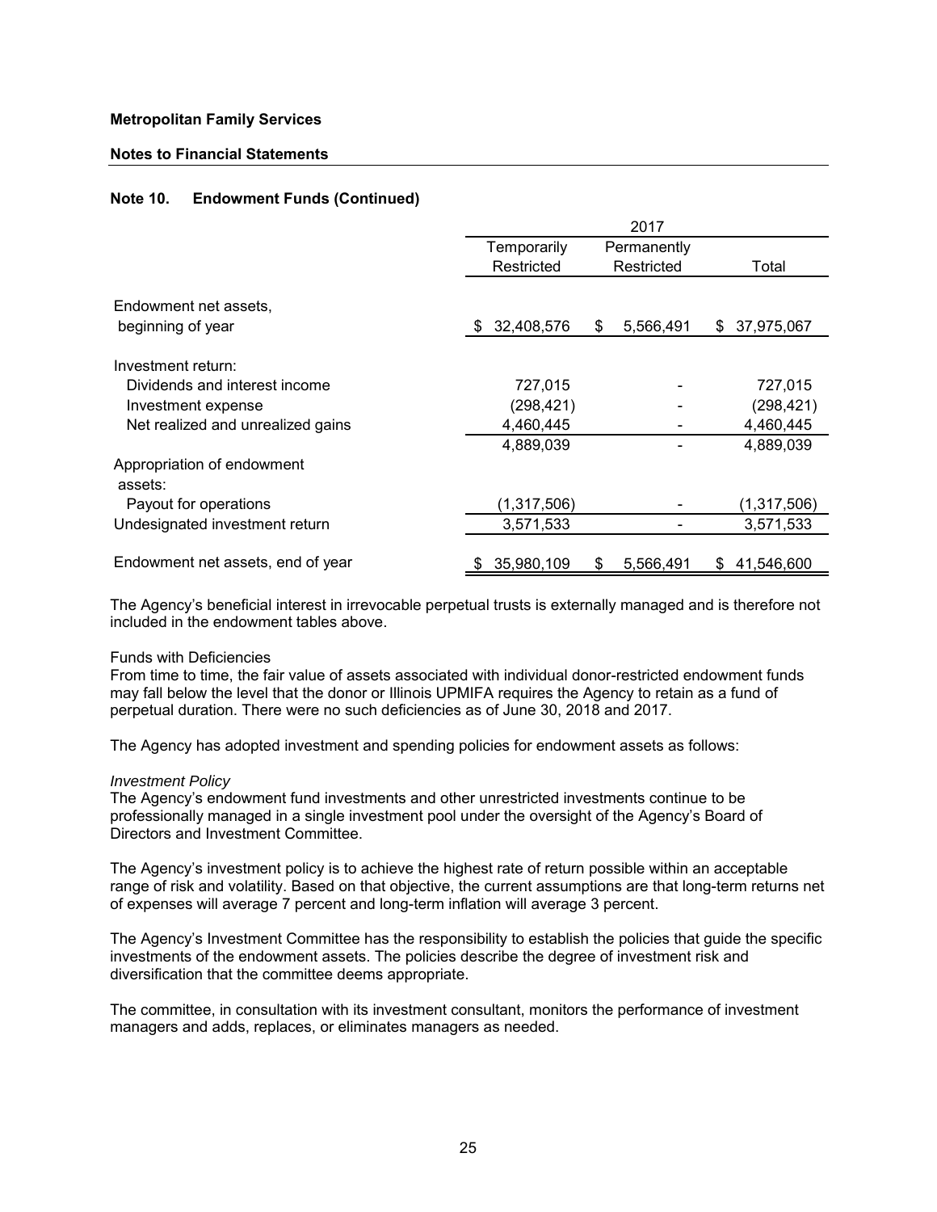**Metropolitan Family Services**

**Notes to Financial Statements**

**Note 10. Endowment Funds (Continued)**

| | 2017 | | |
|---|---|---|---|
| | Temporarily Restricted | Permanently Restricted | Total |
| Endowment net assets, beginning of year | $ 32,408,576 | $ 5,566,491 | $ 37,975,067 |
| Investment return: | | | |
| Dividends and interest income | 727,015 | - | 727,015 |
| Investment expense | (298,421) | - | (298,421) |
| Net realized and unrealized gains | 4,460,445 | - | 4,460,445 |
| | 4,889,039 | - | 4,889,039 |
| Appropriation of endowment assets: | | | |
| Payout for operations | (1,317,506) | - | (1,317,506) |
| Undesignated investment return | 3,571,533 | - | 3,571,533 |
| Endowment net assets, end of year | $ 35,980,109 | $ 5,566,491 | $ 41,546,600 |

The Agency's beneficial interest in irrevocable perpetual trusts is externally managed and is therefore not included in the endowment tables above.

Funds with Deficiencies
From time to time, the fair value of assets associated with individual donor-restricted endowment funds may fall below the level that the donor or Illinois UPMIFA requires the Agency to retain as a fund of perpetual duration. There were no such deficiencies as of June 30, 2018 and 2017.

The Agency has adopted investment and spending policies for endowment assets as follows:

*Investment Policy*
The Agency's endowment fund investments and other unrestricted investments continue to be professionally managed in a single investment pool under the oversight of the Agency's Board of Directors and Investment Committee.

The Agency's investment policy is to achieve the highest rate of return possible within an acceptable range of risk and volatility. Based on that objective, the current assumptions are that long-term returns net of expenses will average 7 percent and long-term inflation will average 3 percent.

The Agency's Investment Committee has the responsibility to establish the policies that guide the specific investments of the endowment assets. The policies describe the degree of investment risk and diversification that the committee deems appropriate.

The committee, in consultation with its investment consultant, monitors the performance of investment managers and adds, replaces, or eliminates managers as needed.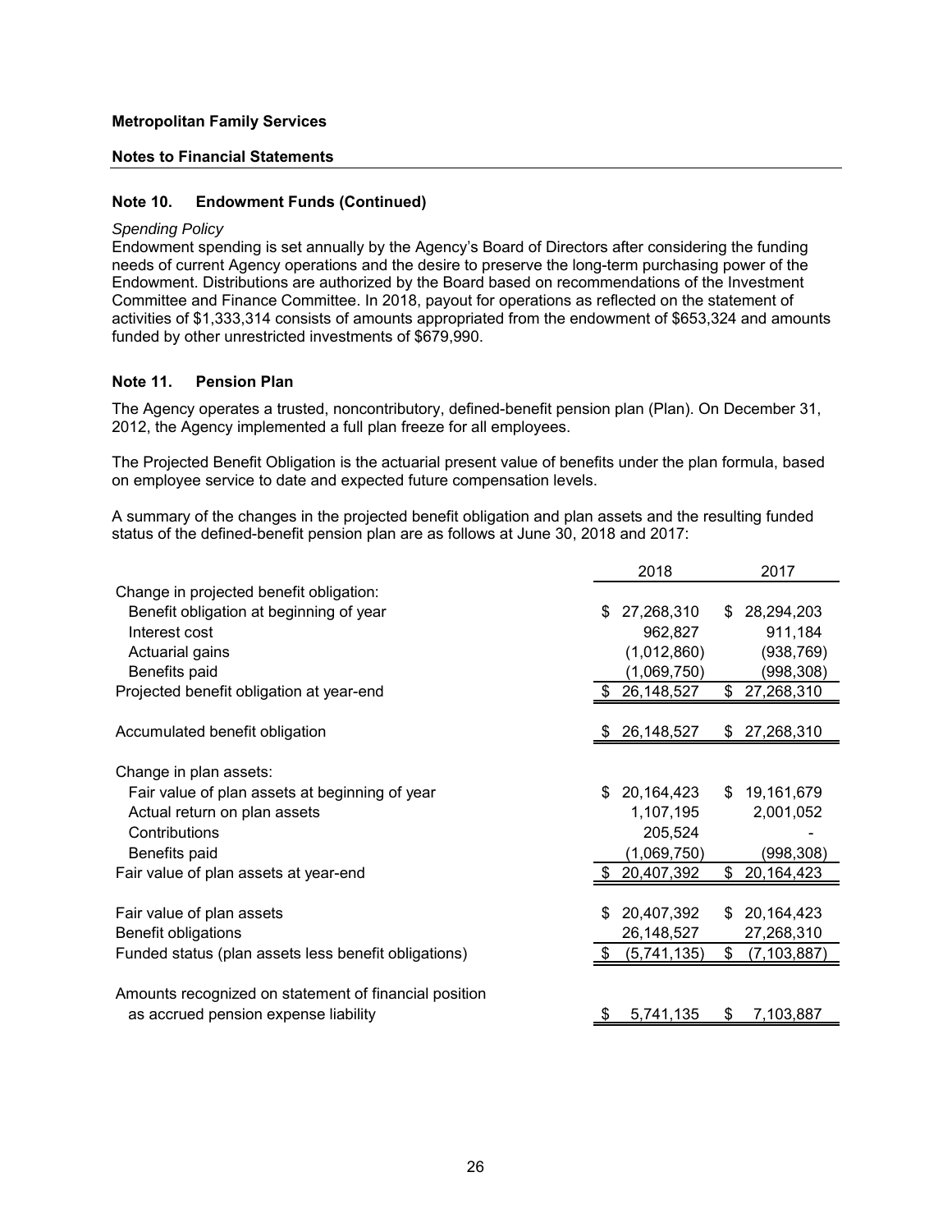**Metropolitan Family Services**

**Notes to Financial Statements**

**Note 10. Endowment Funds (Continued)**

*Spending Policy*

Endowment spending is set annually by the Agency's Board of Directors after considering the funding needs of current Agency operations and the desire to preserve the long-term purchasing power of the Endowment. Distributions are authorized by the Board based on recommendations of the Investment Committee and Finance Committee. In 2018, payout for operations as reflected on the statement of activities of $1,333,314 consists of amounts appropriated from the endowment of $653,324 and amounts funded by other unrestricted investments of $679,990.

**Note 11. Pension Plan**

The Agency operates a trusted, noncontributory, defined-benefit pension plan (Plan). On December 31, 2012, the Agency implemented a full plan freeze for all employees.

The Projected Benefit Obligation is the actuarial present value of benefits under the plan formula, based on employee service to date and expected future compensation levels.

A summary of the changes in the projected benefit obligation and plan assets and the resulting funded status of the defined-benefit pension plan are as follows at June 30, 2018 and 2017:

| | 2018 | 2017 |
|---|---|---|
| Change in projected benefit obligation: | | |
| Benefit obligation at beginning of year | $ 27,268,310 | $ 28,294,203 |
| Interest cost | 962,827 | 911,184 |
| Actuarial gains | (1,012,860) | (938,769) |
| Benefits paid | (1,069,750) | (998,308) |
| Projected benefit obligation at year-end | $ 26,148,527 | $ 27,268,310 |
| | | |
| Accumulated benefit obligation | $ 26,148,527 | $ 27,268,310 |
| | | |
| Change in plan assets: | | |
| Fair value of plan assets at beginning of year | $ 20,164,423 | $ 19,161,679 |
| Actual return on plan assets | 1,107,195 | 2,001,052 |
| Contributions | 205,524 | - |
| Benefits paid | (1,069,750) | (998,308) |
| Fair value of plan assets at year-end | $ 20,407,392 | $ 20,164,423 |
| | | |
| Fair value of plan assets | $ 20,407,392 | $ 20,164,423 |
| Benefit obligations | 26,148,527 | 27,268,310 |
| Funded status (plan assets less benefit obligations) | $ (5,741,135) | $ (7,103,887) |
| | | |
| Amounts recognized on statement of financial position as accrued pension expense liability | $ 5,741,135 | $ 7,103,887 |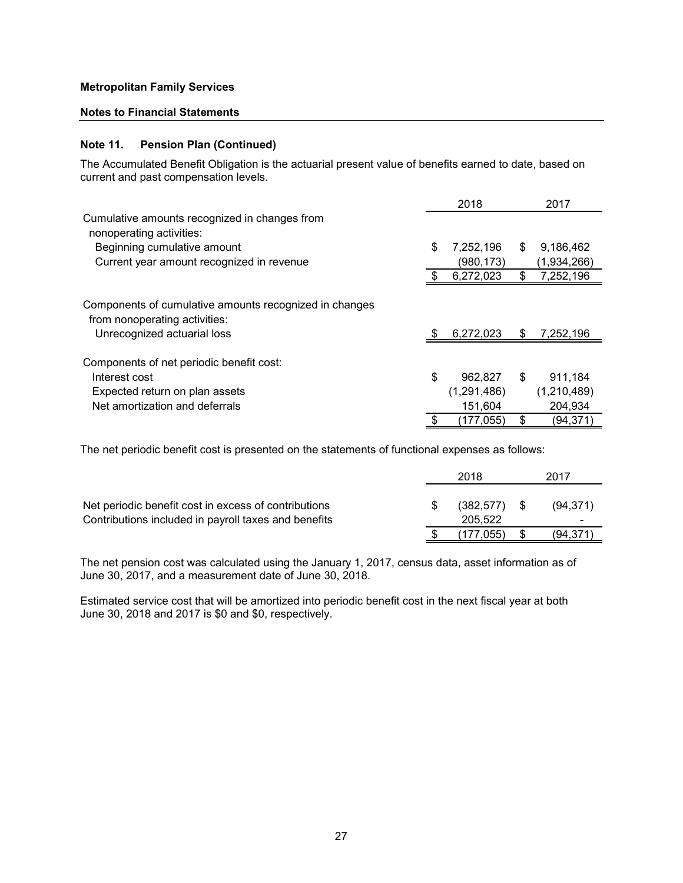**Metropolitan Family Services**

**Notes to Financial Statements**

### Note 11. Pension Plan (Continued)

The Accumulated Benefit Obligation is the actuarial present value of benefits earned to date, based on current and past compensation levels.

| | 2018 | 2017 |
|---|---|---|
| Cumulative amounts recognized in changes from nonoperating activities: | | |
| Beginning cumulative amount | $ 7,252,196 | $ 9,186,462 |
| Current year amount recognized in revenue | (980,173) | (1,934,266) |
| | $ 6,272,023 | $ 7,252,196 |
| Components of cumulative amounts recognized in changes from nonoperating activities: | | |
| Unrecognized actuarial loss | $ 6,272,023 | $ 7,252,196 |
| Components of net periodic benefit cost: | | |
| Interest cost | $ 962,827 | $ 911,184 |
| Expected return on plan assets | (1,291,486) | (1,210,489) |
| Net amortization and deferrals | 151,604 | 204,934 |
| | $ (177,055) | $ (94,371) |

The net periodic benefit cost is presented on the statements of functional expenses as follows:

| | 2018 | 2017 |
|---|---|---|
| Net periodic benefit cost in excess of contributions | $ (382,577) | $ (94,371) |
| Contributions included in payroll taxes and benefits | 205,522 | - |
| | $ (177,055) | $ (94,371) |

The net pension cost was calculated using the January 1, 2017, census data, asset information as of June 30, 2017, and a measurement date of June 30, 2018.

Estimated service cost that will be amortized into periodic benefit cost in the next fiscal year at both June 30, 2018 and 2017 is $0 and $0, respectively.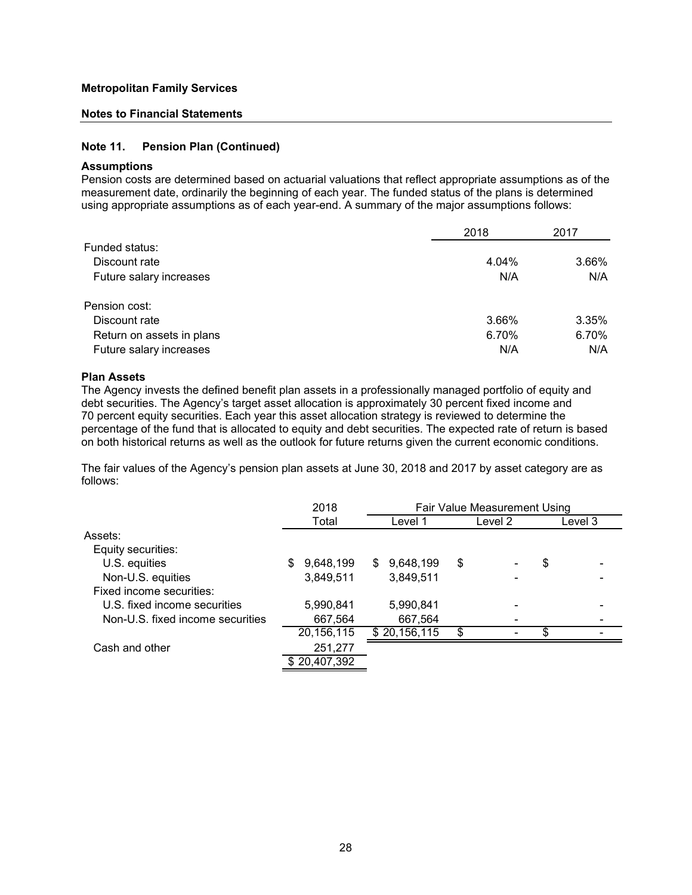**Metropolitan Family Services**

**Notes to Financial Statements**

### Note 11. Pension Plan (Continued)

**Assumptions**

Pension costs are determined based on actuarial valuations that reflect appropriate assumptions as of the measurement date, ordinarily the beginning of each year. The funded status of the plans is determined using appropriate assumptions as of each year-end. A summary of the major assumptions follows:

| | 2018 | 2017 |
|---|---|---|
| Funded status: | | |
| Discount rate | 4.04% | 3.66% |
| Future salary increases | N/A | N/A |
| | | |
| Pension cost: | | |
| Discount rate | 3.66% | 3.35% |
| Return on assets in plans | 6.70% | 6.70% |
| Future salary increases | N/A | N/A |

**Plan Assets**

The Agency invests the defined benefit plan assets in a professionally managed portfolio of equity and debt securities. The Agency's target asset allocation is approximately 30 percent fixed income and 70 percent equity securities. Each year this asset allocation strategy is reviewed to determine the percentage of the fund that is allocated to equity and debt securities. The expected rate of return is based on both historical returns as well as the outlook for future returns given the current economic conditions.

The fair values of the Agency's pension plan assets at June 30, 2018 and 2017 by asset category are as follows:

| | 2018 | Fair Value Measurement Using | | |
|---|---|---|---|---|
| | Total | Level 1 | Level 2 | Level 3 |
| Assets: | | | | |
| Equity securities: | | | | |
| U.S. equities | $ 9,648,199 | $ 9,648,199 | $ - | $ - |
| Non-U.S. equities | 3,849,511 | 3,849,511 | - | - |
| Fixed income securities: | | | | |
| U.S. fixed income securities | 5,990,841 | 5,990,841 | - | - |
| Non-U.S. fixed income securities | 667,564 | 667,564 | - | - |
| | 20,156,115 | $ 20,156,115 | $ - | $ - |
| Cash and other | 251,277 | | | |
| | $ 20,407,392 | | | |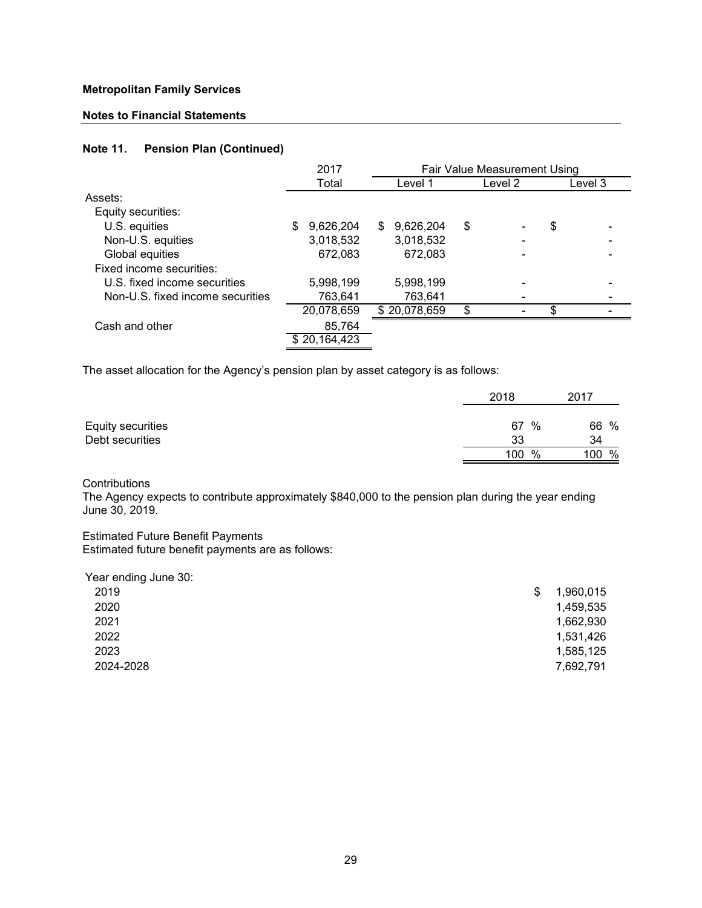**Metropolitan Family Services**

**Notes to Financial Statements**

## Note 11. Pension Plan (Continued)

| | 2017 | Fair Value Measurement Using | | |
|---|---|---|---|---|
| | Total | Level 1 | Level 2 | Level 3 |
| Assets: | | | | |
| Equity securities: | | | | |
| U.S. equities | $ 9,626,204 | $ 9,626,204 | $ - | $ - |
| Non-U.S. equities | 3,018,532 | 3,018,532 | - | - |
| Global equities | 672,083 | 672,083 | - | - |
| Fixed income securities: | | | | |
| U.S. fixed income securities | 5,998,199 | 5,998,199 | - | - |
| Non-U.S. fixed income securities | 763,641 | 763,641 | - | - |
| | 20,078,659 | $ 20,078,659 | $ - | $ - |
| Cash and other | 85,764 | | | |
| | $ 20,164,423 | | | |

The asset allocation for the Agency's pension plan by asset category is as follows:

| | 2018 | 2017 |
|---|---|---|
| Equity securities | 67 % | 66 % |
| Debt securities | 33 | 34 |
| | 100 % | 100 % |

Contributions
The Agency expects to contribute approximately $840,000 to the pension plan during the year ending June 30, 2019.

Estimated Future Benefit Payments
Estimated future benefit payments are as follows:

| Year ending June 30: | |
|---|---|
| 2019 | $ 1,960,015 |
| 2020 | 1,459,535 |
| 2021 | 1,662,930 |
| 2022 | 1,531,426 |
| 2023 | 1,585,125 |
| 2024-2028 | 7,692,791 |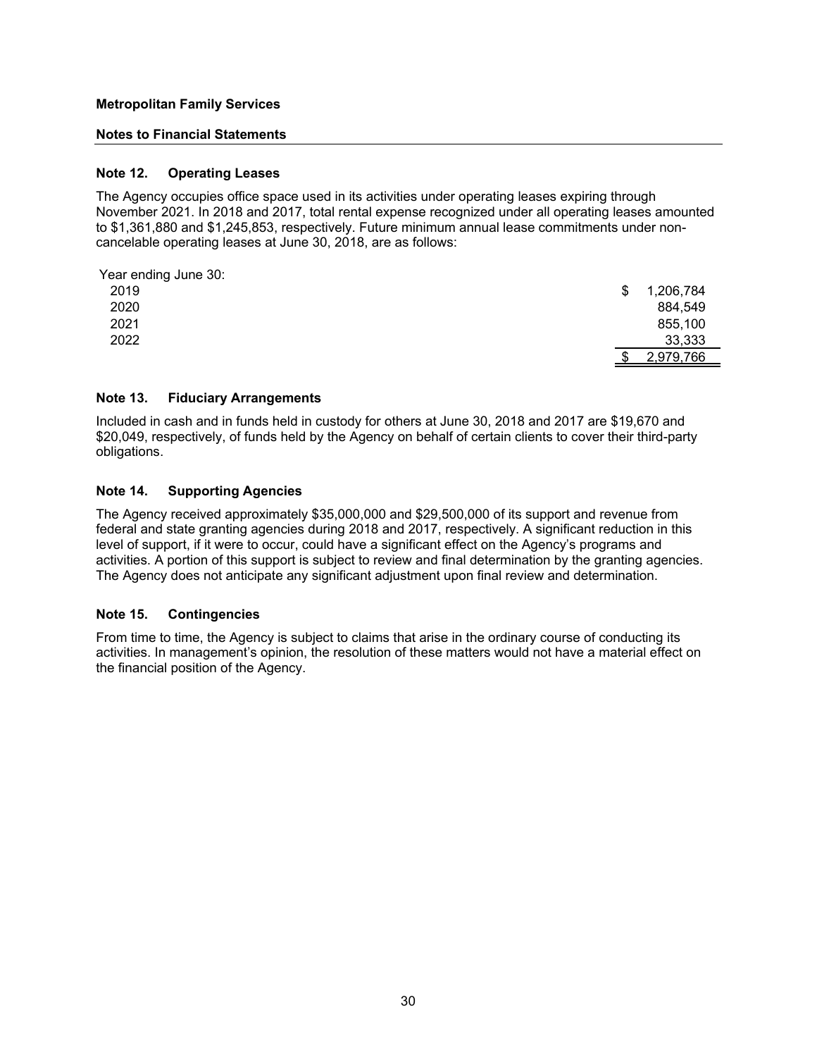**Metropolitan Family Services**

**Notes to Financial Statements**

### Note 12. Operating Leases

The Agency occupies office space used in its activities under operating leases expiring through November 2021. In 2018 and 2017, total rental expense recognized under all operating leases amounted to $1,361,880 and $1,245,853, respectively. Future minimum annual lease commitments under non-cancelable operating leases at June 30, 2018, are as follows:

| | |
|---|---|
| Year ending June 30: | |
| 2019 | $ 1,206,784 |
| 2020 | 884,549 |
| 2021 | 855,100 |
| 2022 | 33,333 |
| | $ 2,979,766 |

### Note 13. Fiduciary Arrangements

Included in cash and in funds held in custody for others at June 30, 2018 and 2017 are $19,670 and $20,049, respectively, of funds held by the Agency on behalf of certain clients to cover their third-party obligations.

### Note 14. Supporting Agencies

The Agency received approximately $35,000,000 and $29,500,000 of its support and revenue from federal and state granting agencies during 2018 and 2017, respectively. A significant reduction in this level of support, if it were to occur, could have a significant effect on the Agency's programs and activities. A portion of this support is subject to review and final determination by the granting agencies. The Agency does not anticipate any significant adjustment upon final review and determination.

### Note 15. Contingencies

From time to time, the Agency is subject to claims that arise in the ordinary course of conducting its activities. In management's opinion, the resolution of these matters would not have a material effect on the financial position of the Agency.